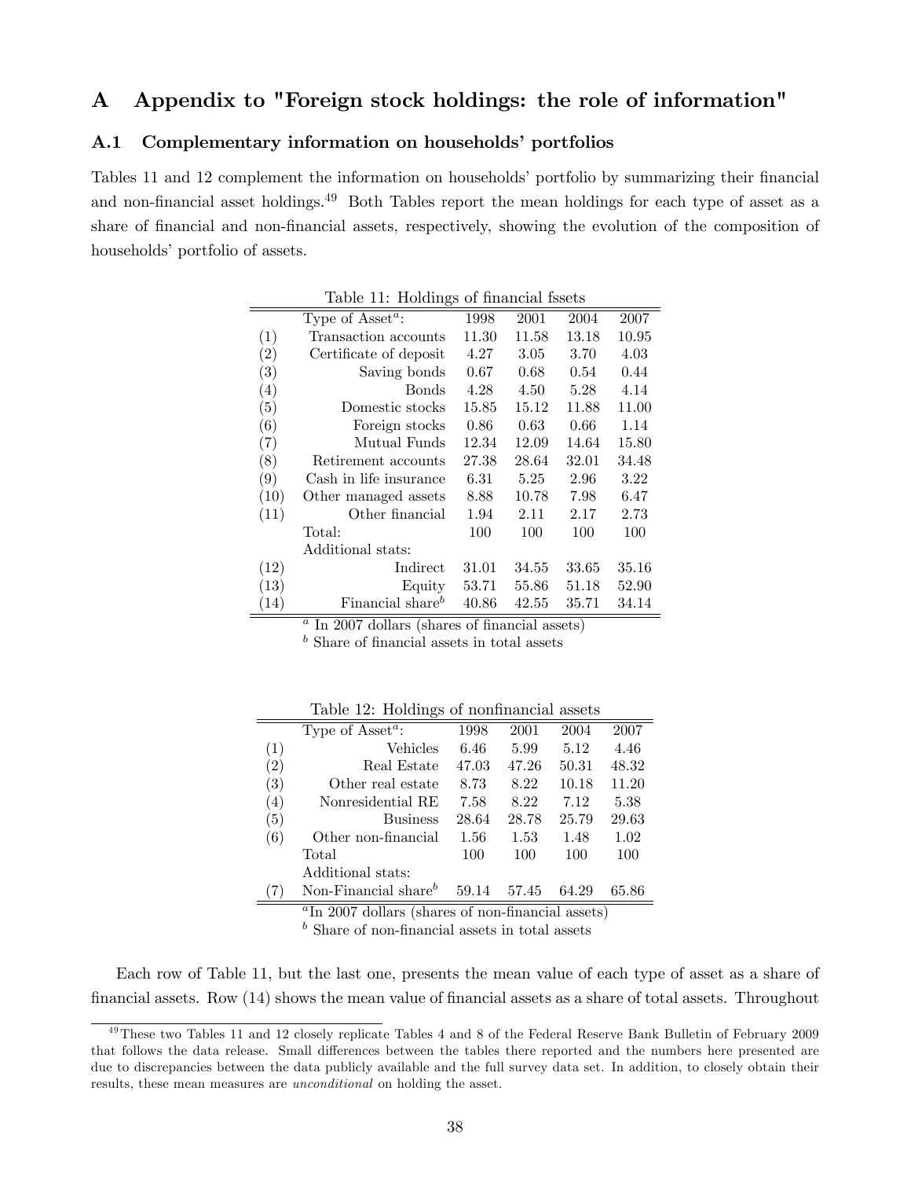# A Appendix to "Foreign stock holdings: the role of information"

## A.1 Complementary information on households' portfolios

Tables 11 and 12 complement the information on households' portfolio by summarizing their financial and non-financial asset holdings.[49] Both Tables report the mean holdings for each type of asset as a share of financial and non-financial assets, respectively, showing the evolution of the composition of households' portfolio of assets.

Table 11: Holdings of financial fssets

| | Type of Asset[a]: | 1998 | 2001 | 2004 | 2007 |
|---|---|---|---|---|---|
| (1) | Transaction accounts | 11.30 | 11.58 | 13.18 | 10.95 |
| (2) | Certificate of deposit | 4.27 | 3.05 | 3.70 | 4.03 |
| (3) | Saving bonds | 0.67 | 0.68 | 0.54 | 0.44 |
| (4) | Bonds | 4.28 | 4.50 | 5.28 | 4.14 |
| (5) | Domestic stocks | 15.85 | 15.12 | 11.88 | 11.00 |
| (6) | Foreign stocks | 0.86 | 0.63 | 0.66 | 1.14 |
| (7) | Mutual Funds | 12.34 | 12.09 | 14.64 | 15.80 |
| (8) | Retirement accounts | 27.38 | 28.64 | 32.01 | 34.48 |
| (9) | Cash in life insurance | 6.31 | 5.25 | 2.96 | 3.22 |
| (10) | Other managed assets | 8.88 | 10.78 | 7.98 | 6.47 |
| (11) | Other financial | 1.94 | 2.11 | 2.17 | 2.73 |
| | Total: | 100 | 100 | 100 | 100 |
| | Additional stats: | | | | |
| (12) | Indirect | 31.01 | 34.55 | 33.65 | 35.16 |
| (13) | Equity | 53.71 | 55.86 | 51.18 | 52.90 |
| (14) | Financial share[b] | 40.86 | 42.55 | 35.71 | 34.14 |

[a] In 2007 dollars (shares of financial assets)
[b] Share of financial assets in total assets

Table 12: Holdings of nonfinancial assets

| | Type of Asset[a]: | 1998 | 2001 | 2004 | 2007 |
|---|---|---|---|---|---|
| (1) | Vehicles | 6.46 | 5.99 | 5.12 | 4.46 |
| (2) | Real Estate | 47.03 | 47.26 | 50.31 | 48.32 |
| (3) | Other real estate | 8.73 | 8.22 | 10.18 | 11.20 |
| (4) | Nonresidential RE | 7.58 | 8.22 | 7.12 | 5.38 |
| (5) | Business | 28.64 | 28.78 | 25.79 | 29.63 |
| (6) | Other non-financial | 1.56 | 1.53 | 1.48 | 1.02 |
| | Total | 100 | 100 | 100 | 100 |
| | Additional stats: | | | | |
| (7) | Non-Financial share[b] | 59.14 | 57.45 | 64.29 | 65.86 |

[a] In 2007 dollars (shares of non-financial assets)
[b] Share of non-financial assets in total assets

Each row of Table 11, but the last one, presents the mean value of each type of asset as a share of financial assets. Row (14) shows the mean value of financial assets as a share of total assets. Throughout

[49] These two Tables 11 and 12 closely replicate Tables 4 and 8 of the Federal Reserve Bank Bulletin of February 2009 that follows the data release. Small differences between the tables there reported and the numbers here presented are due to discrepancies between the data publicly available and the full survey data set. In addition, to closely obtain their results, these mean measures are *unconditional* on holding the asset.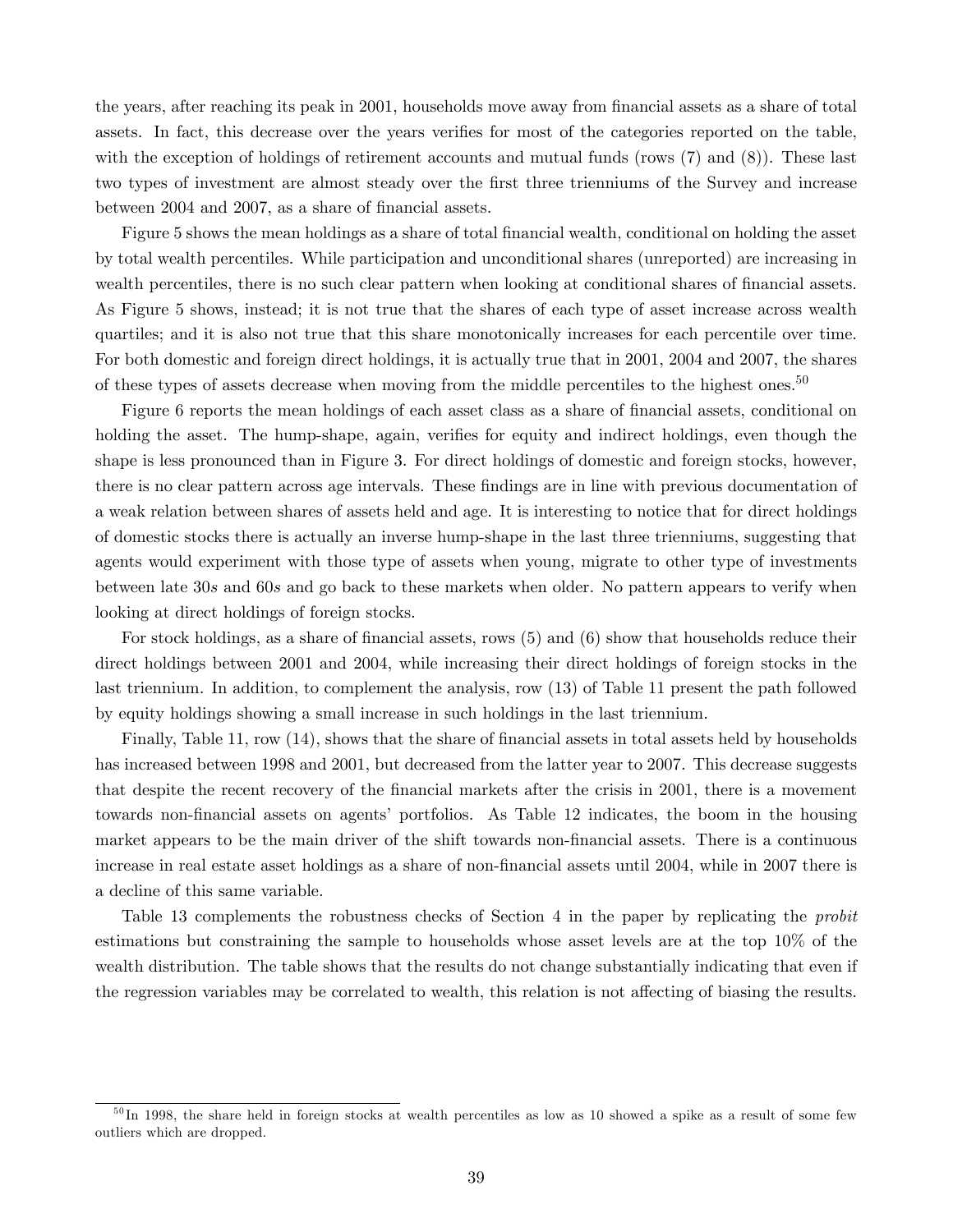the years, after reaching its peak in 2001, households move away from financial assets as a share of total assets. In fact, this decrease over the years verifies for most of the categories reported on the table, with the exception of holdings of retirement accounts and mutual funds (rows (7) and (8)). These last two types of investment are almost steady over the first three trienniums of the Survey and increase between 2004 and 2007, as a share of financial assets.

Figure 5 shows the mean holdings as a share of total financial wealth, conditional on holding the asset by total wealth percentiles. While participation and unconditional shares (unreported) are increasing in wealth percentiles, there is no such clear pattern when looking at conditional shares of financial assets. As Figure 5 shows, instead; it is not true that the shares of each type of asset increase across wealth quartiles; and it is also not true that this share monotonically increases for each percentile over time. For both domestic and foreign direct holdings, it is actually true that in 2001, 2004 and 2007, the shares of these types of assets decrease when moving from the middle percentiles to the highest ones.[50]

Figure 6 reports the mean holdings of each asset class as a share of financial assets, conditional on holding the asset. The hump-shape, again, verifies for equity and indirect holdings, even though the shape is less pronounced than in Figure 3. For direct holdings of domestic and foreign stocks, however, there is no clear pattern across age intervals. These findings are in line with previous documentation of a weak relation between shares of assets held and age. It is interesting to notice that for direct holdings of domestic stocks there is actually an inverse hump-shape in the last three trienniums, suggesting that agents would experiment with those type of assets when young, migrate to other type of investments between late 30*s* and 60*s* and go back to these markets when older. No pattern appears to verify when looking at direct holdings of foreign stocks.

For stock holdings, as a share of financial assets, rows (5) and (6) show that households reduce their direct holdings between 2001 and 2004, while increasing their direct holdings of foreign stocks in the last triennium. In addition, to complement the analysis, row (13) of Table 11 present the path followed by equity holdings showing a small increase in such holdings in the last triennium.

Finally, Table 11, row (14), shows that the share of financial assets in total assets held by households has increased between 1998 and 2001, but decreased from the latter year to 2007. This decrease suggests that despite the recent recovery of the financial markets after the crisis in 2001, there is a movement towards non-financial assets on agents' portfolios. As Table 12 indicates, the boom in the housing market appears to be the main driver of the shift towards non-financial assets. There is a continuous increase in real estate asset holdings as a share of non-financial assets until 2004, while in 2007 there is a decline of this same variable.

Table 13 complements the robustness checks of Section 4 in the paper by replicating the *probit* estimations but constraining the sample to households whose asset levels are at the top 10% of the wealth distribution. The table shows that the results do not change substantially indicating that even if the regression variables may be correlated to wealth, this relation is not affecting of biasing the results.

[50] In 1998, the share held in foreign stocks at wealth percentiles as low as 10 showed a spike as a result of some few outliers which are dropped.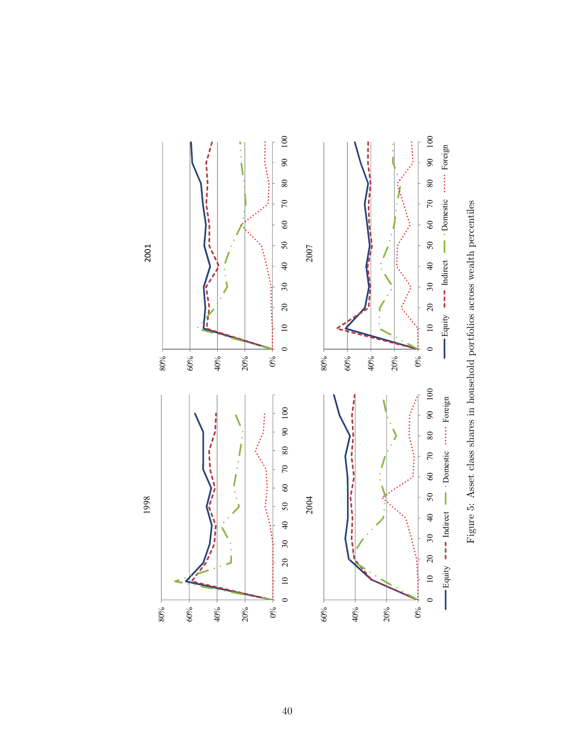Figure 5: Asset class shares in household portfolios across wealth percentiles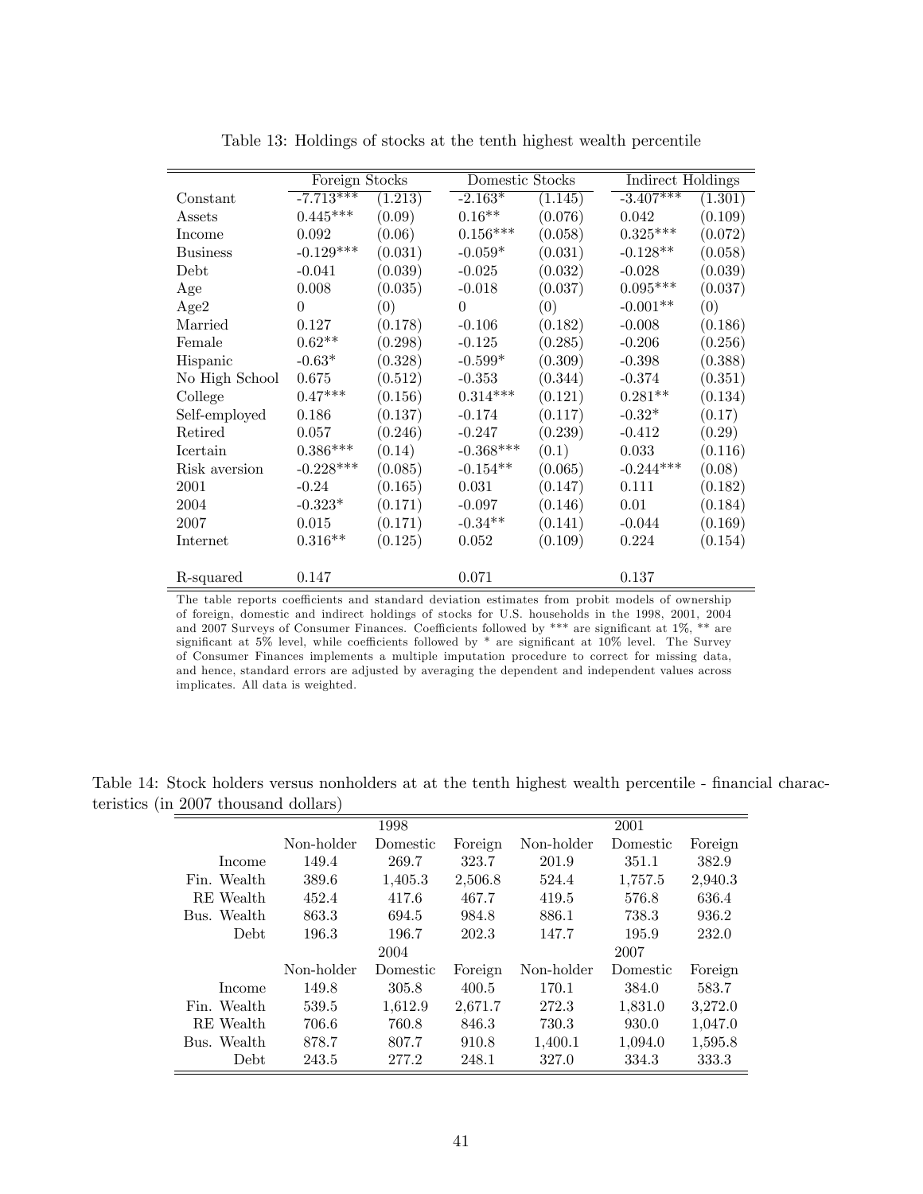Table 13: Holdings of stocks at the tenth highest wealth percentile

| | Foreign Stocks | | Domestic Stocks | | Indirect Holdings | |
|---|---|---|---|---|---|---|
| Constant | -7.713*** | (1.213) | -2.163* | (1.145) | -3.407*** | (1.301) |
| Assets | 0.445*** | (0.09) | 0.16** | (0.076) | 0.042 | (0.109) |
| Income | 0.092 | (0.06) | 0.156*** | (0.058) | 0.325*** | (0.072) |
| Business | -0.129*** | (0.031) | -0.059* | (0.031) | -0.128** | (0.058) |
| Debt | -0.041 | (0.039) | -0.025 | (0.032) | -0.028 | (0.039) |
| Age | 0.008 | (0.035) | -0.018 | (0.037) | 0.095*** | (0.037) |
| Age2 | 0 | (0) | 0 | (0) | -0.001** | (0) |
| Married | 0.127 | (0.178) | -0.106 | (0.182) | -0.008 | (0.186) |
| Female | 0.62** | (0.298) | -0.125 | (0.285) | -0.206 | (0.256) |
| Hispanic | -0.63* | (0.328) | -0.599* | (0.309) | -0.398 | (0.388) |
| No High School | 0.675 | (0.512) | -0.353 | (0.344) | -0.374 | (0.351) |
| College | 0.47*** | (0.156) | 0.314*** | (0.121) | 0.281** | (0.134) |
| Self-employed | 0.186 | (0.137) | -0.174 | (0.117) | -0.32* | (0.17) |
| Retired | 0.057 | (0.246) | -0.247 | (0.239) | -0.412 | (0.29) |
| Icertain | 0.386*** | (0.14) | -0.368*** | (0.1) | 0.033 | (0.116) |
| Risk aversion | -0.228*** | (0.085) | -0.154** | (0.065) | -0.244*** | (0.08) |
| 2001 | -0.24 | (0.165) | 0.031 | (0.147) | 0.111 | (0.182) |
| 2004 | -0.323* | (0.171) | -0.097 | (0.146) | 0.01 | (0.184) |
| 2007 | 0.015 | (0.171) | -0.34** | (0.141) | -0.044 | (0.169) |
| Internet | 0.316** | (0.125) | 0.052 | (0.109) | 0.224 | (0.154) |
| R-squared | 0.147 | | 0.071 | | 0.137 | |

The table reports coefficients and standard deviation estimates from probit models of ownership of foreign, domestic and indirect holdings of stocks for U.S. households in the 1998, 2001, 2004 and 2007 Surveys of Consumer Finances. Coefficients followed by *** are significant at 1%, ** are significant at 5% level, while coefficients followed by * are significant at 10% level. The Survey of Consumer Finances implements a multiple imputation procedure to correct for missing data, and hence, standard errors are adjusted by averaging the dependent and independent values across implicates. All data is weighted.

Table 14: Stock holders versus nonholders at at the tenth highest wealth percentile - financial characteristics (in 2007 thousand dollars)

| | 1998 | | | 2001 | | |
|---|---|---|---|---|---|---|
| | Non-holder | Domestic | Foreign | Non-holder | Domestic | Foreign |
| Income | 149.4 | 269.7 | 323.7 | 201.9 | 351.1 | 382.9 |
| Fin. Wealth | 389.6 | 1,405.3 | 2,506.8 | 524.4 | 1,757.5 | 2,940.3 |
| RE Wealth | 452.4 | 417.6 | 467.7 | 419.5 | 576.8 | 636.4 |
| Bus. Wealth | 863.3 | 694.5 | 984.8 | 886.1 | 738.3 | 936.2 |
| Debt | 196.3 | 196.7 | 202.3 | 147.7 | 195.9 | 232.0 |
| | 2004 | | | 2007 | | |
| | Non-holder | Domestic | Foreign | Non-holder | Domestic | Foreign |
| Income | 149.8 | 305.8 | 400.5 | 170.1 | 384.0 | 583.7 |
| Fin. Wealth | 539.5 | 1,612.9 | 2,671.7 | 272.3 | 1,831.0 | 3,272.0 |
| RE Wealth | 706.6 | 760.8 | 846.3 | 730.3 | 930.0 | 1,047.0 |
| Bus. Wealth | 878.7 | 807.7 | 910.8 | 1,400.1 | 1,094.0 | 1,595.8 |
| Debt | 243.5 | 277.2 | 248.1 | 327.0 | 334.3 | 333.3 |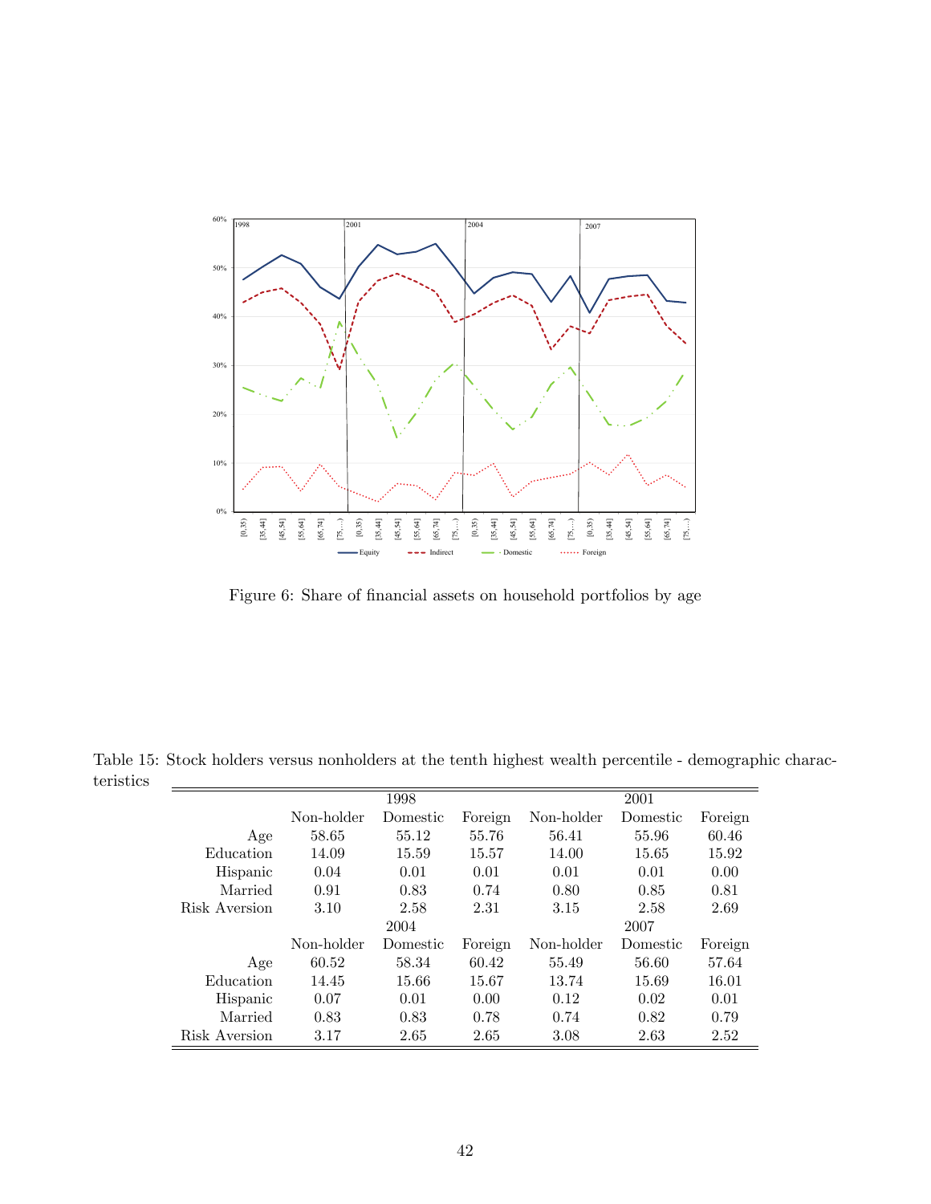Figure 6: Share of financial assets on household portfolios by age

Table 15: Stock holders versus nonholders at the tenth highest wealth percentile - demographic characteristics

| | 1998 | | | 2001 | | |
|---|---|---|---|---|---|---|
| | Non-holder | Domestic | Foreign | Non-holder | Domestic | Foreign |
| Age | 58.65 | 55.12 | 55.76 | 56.41 | 55.96 | 60.46 |
| Education | 14.09 | 15.59 | 15.57 | 14.00 | 15.65 | 15.92 |
| Hispanic | 0.04 | 0.01 | 0.01 | 0.01 | 0.01 | 0.00 |
| Married | 0.91 | 0.83 | 0.74 | 0.80 | 0.85 | 0.81 |
| Risk Aversion | 3.10 | 2.58 | 2.31 | 3.15 | 2.58 | 2.69 |
| | 2004 | | | 2007 | | |
| | Non-holder | Domestic | Foreign | Non-holder | Domestic | Foreign |
| Age | 60.52 | 58.34 | 60.42 | 55.49 | 56.60 | 57.64 |
| Education | 14.45 | 15.66 | 15.67 | 13.74 | 15.69 | 16.01 |
| Hispanic | 0.07 | 0.01 | 0.00 | 0.12 | 0.02 | 0.01 |
| Married | 0.83 | 0.83 | 0.78 | 0.74 | 0.82 | 0.79 |
| Risk Aversion | 3.17 | 2.65 | 2.65 | 3.08 | 2.63 | 2.52 |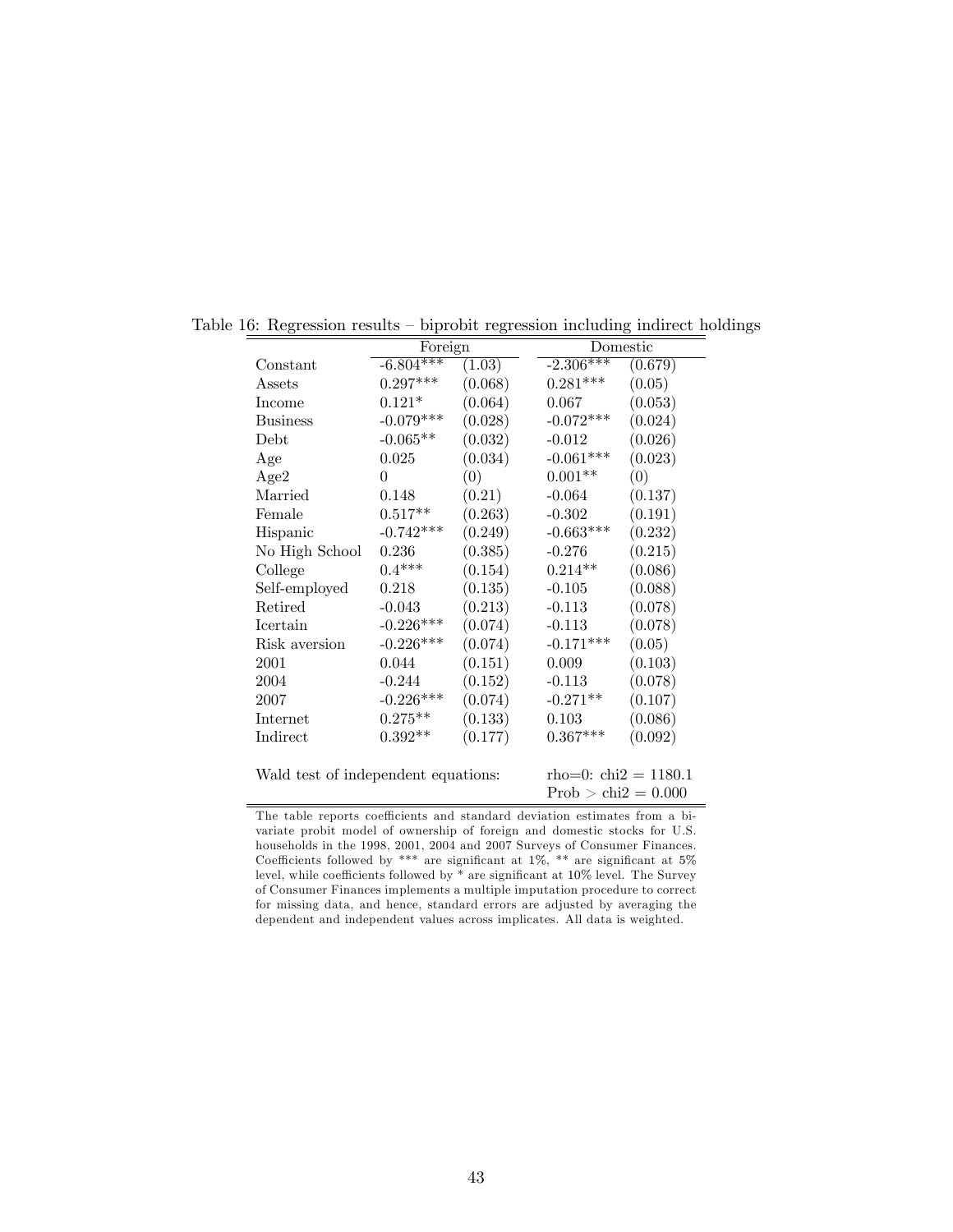Table 16: Regression results – biprobit regression including indirect holdings

| | Foreign | | Domestic | |
|---|---|---|---|---|
| Constant | -6.804*** | (1.03) | -2.306*** | (0.679) |
| Assets | 0.297*** | (0.068) | 0.281*** | (0.05) |
| Income | 0.121* | (0.064) | 0.067 | (0.053) |
| Business | -0.079*** | (0.028) | -0.072*** | (0.024) |
| Debt | -0.065** | (0.032) | -0.012 | (0.026) |
| Age | 0.025 | (0.034) | -0.061*** | (0.023) |
| Age2 | 0 | (0) | 0.001** | (0) |
| Married | 0.148 | (0.21) | -0.064 | (0.137) |
| Female | 0.517** | (0.263) | -0.302 | (0.191) |
| Hispanic | -0.742*** | (0.249) | -0.663*** | (0.232) |
| No High School | 0.236 | (0.385) | -0.276 | (0.215) |
| College | 0.4*** | (0.154) | 0.214** | (0.086) |
| Self-employed | 0.218 | (0.135) | -0.105 | (0.088) |
| Retired | -0.043 | (0.213) | -0.113 | (0.078) |
| Icertain | -0.226*** | (0.074) | -0.113 | (0.078) |
| Risk aversion | -0.226*** | (0.074) | -0.171*** | (0.05) |
| 2001 | 0.044 | (0.151) | 0.009 | (0.103) |
| 2004 | -0.244 | (0.152) | -0.113 | (0.078) |
| 2007 | -0.226*** | (0.074) | -0.271** | (0.107) |
| Internet | 0.275** | (0.133) | 0.103 | (0.086) |
| Indirect | 0.392** | (0.177) | 0.367*** | (0.092) |
| Wald test of independent equations: | | | rho=0: chi2 = 1180.1 | |
| | | | Prob > chi2 = 0.000 | |

The table reports coefficients and standard deviation estimates from a bivariate probit model of ownership of foreign and domestic stocks for U.S. households in the 1998, 2001, 2004 and 2007 Surveys of Consumer Finances. Coefficients followed by *** are significant at 1%, ** are significant at 5% level, while coefficients followed by * are significant at 10% level. The Survey of Consumer Finances implements a multiple imputation procedure to correct for missing data, and hence, standard errors are adjusted by averaging the dependent and independent values across implicates. All data is weighted.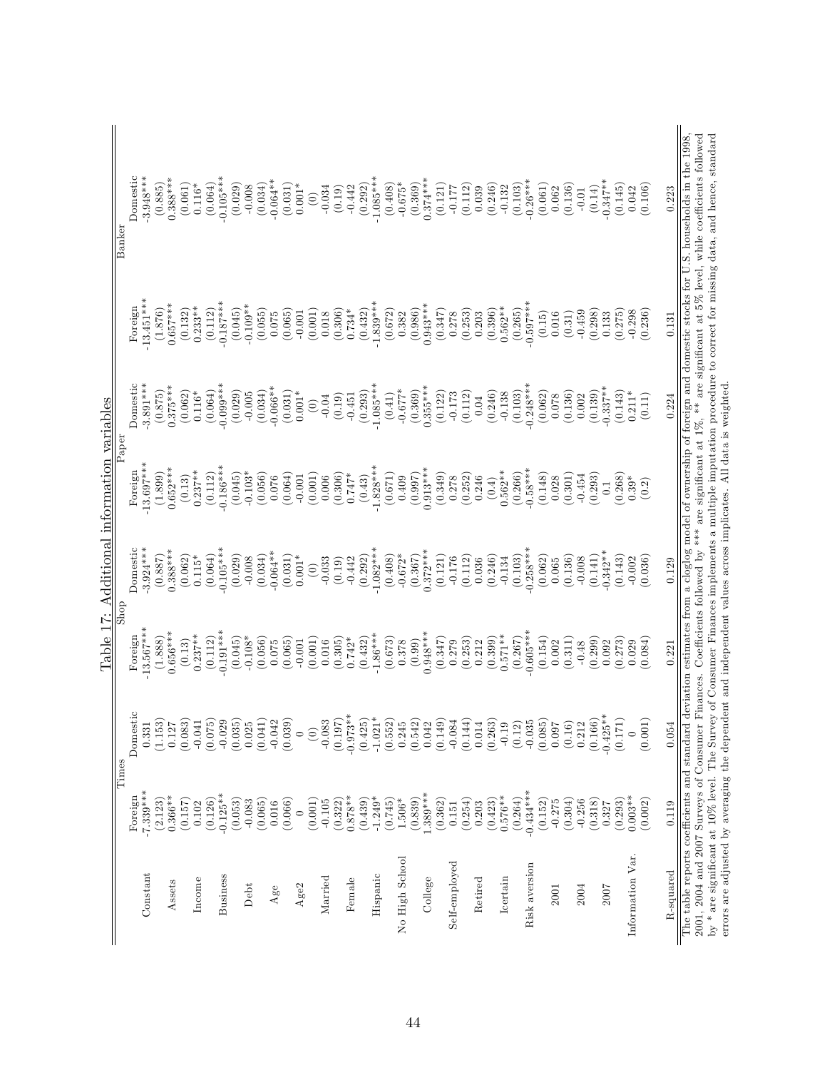# Table 17: Additional information variables

| | Times | | Shop | | Paper | | Banker | |
|---|---|---|---|---|---|---|---|---|
| | Foreign | Domestic | Foreign | Domestic | Foreign | Domestic | Foreign | Domestic |
| Constant | -7.339*** | 0.331 | -13.567*** | -3.924*** | -13.697*** | -3.891*** | -13.451*** | -3.948*** |
| | (2.123) | (1.153) | (1.888) | (0.887) | (1.899) | (0.875) | (1.876) | (0.885) |
| Assets | 0.366** | 0.127 | 0.656*** | 0.388*** | 0.652*** | 0.375*** | 0.657*** | 0.388*** |
| | (0.157) | (0.083) | (0.13) | (0.062) | (0.13) | (0.062) | (0.132) | (0.061) |
| Income | 0.102 | -0.041 | 0.237** | 0.115* | 0.237** | 0.116* | 0.233** | 0.116* |
| | (0.126) | (0.075) | (0.112) | (0.064) | (0.112) | (0.064) | (0.112) | (0.064) |
| Business | -0.125** | -0.029 | -0.191*** | -0.105*** | -0.186*** | -0.099*** | -0.187*** | -0.105*** |
| | (0.053) | (0.035) | (0.045) | (0.029) | (0.045) | (0.029) | (0.045) | (0.029) |
| Debt | -0.083 | 0.025 | -0.108* | -0.008 | -0.103* | -0.005 | -0.109** | -0.008 |
| | (0.065) | (0.041) | (0.056) | (0.034) | (0.056) | (0.034) | (0.055) | (0.034) |
| Age | 0.016 | -0.042 | 0.075 | -0.064** | 0.076 | -0.066** | 0.075 | -0.064** |
| | (0.066) | (0.039) | (0.065) | (0.031) | (0.064) | (0.031) | (0.065) | (0.031) |
| Age2 | 0 | 0 | -0.001 | 0.001* | -0.001 | 0.001* | -0.001 | 0.001* |
| | (0.001) | (0) | (0.001) | (0) | (0.001) | (0) | (0.001) | (0) |
| Married | -0.105 | -0.083 | 0.016 | -0.033 | 0.006 | -0.04 | 0.018 | -0.034 |
| | (0.322) | (0.197) | (0.305) | (0.19) | (0.306) | (0.19) | (0.306) | (0.19) |
| Female | 0.878** | -0.973** | 0.742* | -0.442 | 0.747* | -0.451 | 0.734* | -0.442 |
| | (0.439) | (0.425) | (0.432) | (0.292) | (0.43) | (0.293) | (0.432) | (0.292) |
| Hispanic | -1.249* | -1.021* | -1.86*** | -1.082*** | -1.828*** | -1.085*** | -1.839*** | -1.085*** |
| | (0.745) | (0.552) | (0.673) | (0.408) | (0.671) | (0.41) | (0.672) | (0.408) |
| No High School | 1.506* | 0.245 | 0.378 | -0.672* | 0.409 | -0.677* | 0.382 | -0.675* |
| | (0.839) | (0.542) | (0.99) | (0.367) | (0.997) | (0.369) | (0.986) | (0.369) |
| College | 1.389*** | 0.042 | 0.948*** | 0.372*** | 0.913*** | 0.355*** | 0.943*** | 0.374*** |
| | (0.362) | (0.149) | (0.347) | (0.121) | (0.349) | (0.122) | (0.347) | (0.121) |
| Self-employed | 0.151 | -0.084 | 0.279 | -0.176 | 0.278 | -0.173 | 0.278 | -0.177 |
| | (0.254) | (0.144) | (0.253) | (0.112) | (0.252) | (0.112) | (0.253) | (0.112) |
| Retired | 0.203 | 0.014 | 0.212 | 0.036 | 0.246 | 0.04 | 0.203 | 0.039 |
| | (0.423) | (0.263) | (0.399) | (0.246) | (0.4) | (0.246) | (0.396) | (0.246) |
| Icertain | 0.576** | -0.19 | 0.571** | -0.134 | 0.562** | -0.138 | 0.562** | -0.132 |
| | (0.264) | (0.12) | (0.267) | (0.103) | (0.266) | (0.103) | (0.265) | (0.103) |
| Risk aversion | -0.434*** | -0.035 | -0.605*** | -0.258*** | -0.58*** | -0.248*** | -0.597*** | -0.26*** |
| | (0.152) | (0.085) | (0.154) | (0.062) | (0.148) | (0.062) | (0.15) | (0.061) |
| 2001 | -0.275 | 0.097 | 0.002 | 0.065 | 0.028 | 0.078 | 0.016 | 0.062 |
| | (0.304) | (0.16) | (0.311) | (0.136) | (0.301) | (0.136) | (0.31) | (0.136) |
| 2004 | -0.256 | 0.212 | -0.48 | -0.008 | -0.454 | 0.002 | -0.459 | -0.01 |
| | (0.318) | (0.166) | (0.299) | (0.141) | (0.293) | (0.139) | (0.298) | (0.14) |
| 2007 | 0.327 | -0.425** | 0.092 | -0.342** | 0.1 | -0.337** | 0.133 | -0.347** |
| | (0.293) | (0.171) | (0.273) | (0.143) | (0.268) | (0.143) | (0.275) | (0.145) |
| Information Var. | 0.003** | 0 | 0.029 | -0.002 | 0.39* | 0.211* | -0.298 | 0.042 |
| | (0.002) | (0.001) | (0.084) | (0.036) | (0.2) | (0.11) | (0.236) | (0.106) |
| R-squared | 0.119 | 0.054 | 0.221 | 0.129 | | 0.224 | 0.131 | 0.223 |

The table reports coefficients and standard deviation estimates from a cloglog model of ownership of foreign and domestic stocks for U.S. households in the 1998, 2001, 2004 and 2007 Surveys of Consumer Finances. Coefficients followed by *** are significant at 1%, ** are significant at 5% level, while coefficients followed by * are significant at 10% level. The Survey of Consumer Finances implements a multiple imputation procedure to correct for missing data, and hence, standard errors are adjusted by averaging the dependent and independent values across implicates. All data is weighted.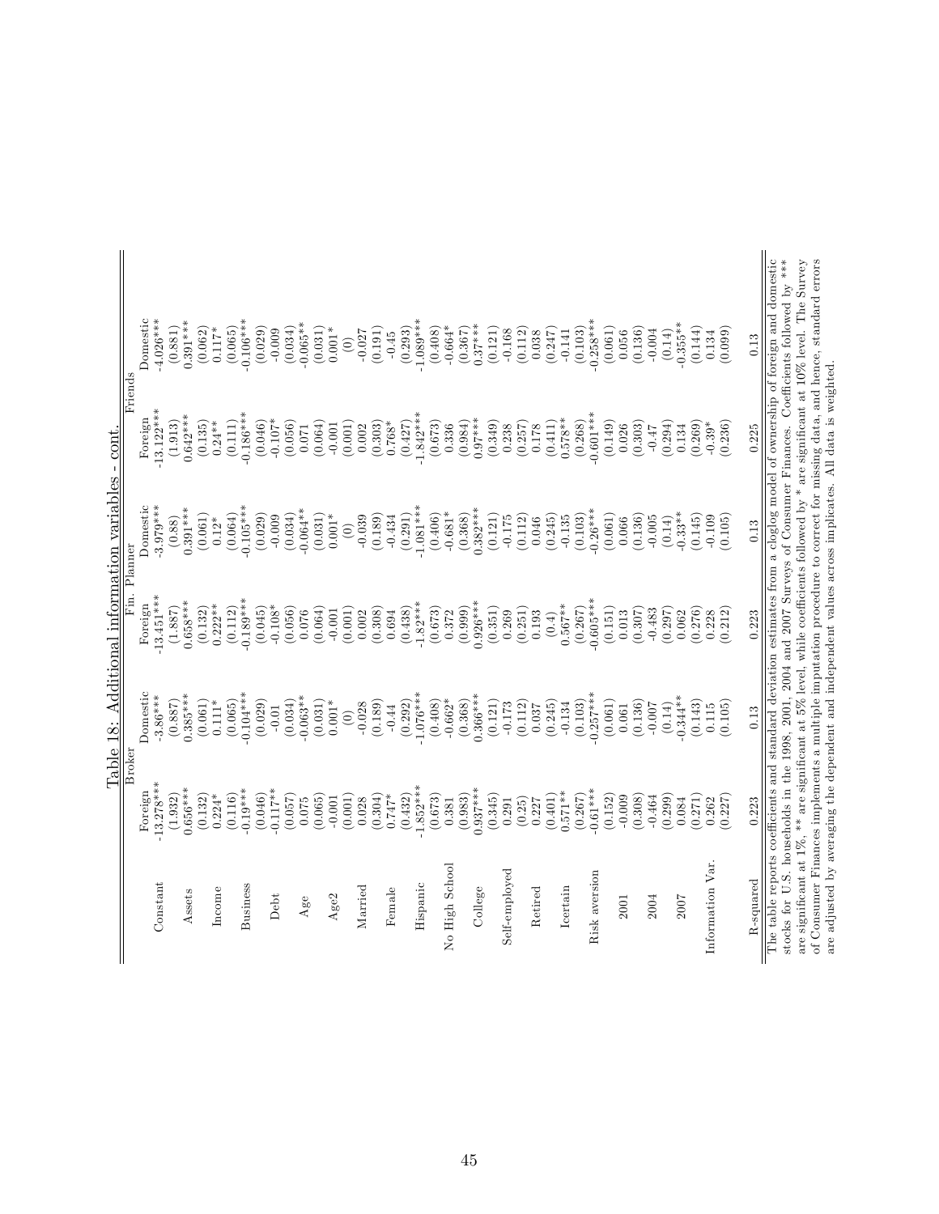## Table 18: Additional information variables - cont.

| | Broker | | Fin. Planner | | Friends | |
|---|---|---|---|---|---|---|
| | Foreign | Domestic | Foreign | Domestic | Foreign | Domestic |
| Constant | -13.278*** | -3.86*** | -13.451*** | -3.979*** | -13.122*** | -4.026*** |
| | (1.932) | (0.887) | (1.887) | (0.88) | (1.913) | (0.881) |
| Assets | 0.656*** | 0.385*** | 0.658*** | 0.391*** | 0.642*** | 0.391*** |
| | (0.132) | (0.061) | (0.132) | (0.061) | (0.135) | (0.062) |
| Income | 0.224* | 0.111* | 0.222** | 0.12* | 0.24** | 0.117* |
| | (0.116) | (0.065) | (0.112) | (0.064) | (0.111) | (0.065) |
| Business | -0.19*** | -0.104*** | -0.189*** | -0.105*** | -0.186*** | -0.106*** |
| | (0.046) | (0.029) | (0.045) | (0.029) | (0.046) | (0.029) |
| Debt | -0.117** | -0.01 | -0.108* | -0.009 | -0.107* | -0.009 |
| | (0.057) | (0.034) | (0.056) | (0.034) | (0.056) | (0.034) |
| Age | 0.075 | -0.063** | 0.076 | -0.064** | 0.071 | -0.065** |
| | (0.065) | (0.031) | (0.064) | (0.031) | (0.064) | (0.031) |
| Age2 | -0.001 | 0.001* | -0.001 | 0.001* | -0.001 | 0.001* |
| | (0.001) | (0) | (0.001) | (0) | (0.001) | (0) |
| Married | 0.028 | -0.028 | 0.002 | -0.039 | 0.002 | -0.027 |
| | (0.304) | (0.189) | (0.308) | (0.189) | (0.303) | (0.191) |
| Female | 0.747* | -0.44 | 0.694 | -0.434 | 0.768* | -0.45 |
| | (0.432) | (0.292) | (0.438) | (0.291) | (0.427) | (0.293) |
| Hispanic | -1.852*** | -1.076*** | -1.82*** | -1.081*** | -1.842*** | -1.089*** |
| | (0.673) | (0.408) | (0.673) | (0.406) | (0.673) | (0.408) |
| No High School | 0.381 | -0.662* | 0.372 | -0.681* | 0.336 | -0.664* |
| | (0.983) | (0.368) | (0.999) | (0.368) | (0.984) | (0.367) |
| College | 0.937*** | 0.366*** | 0.926*** | 0.382*** | 0.97*** | 0.37*** |
| | (0.345) | (0.121) | (0.351) | (0.121) | (0.349) | (0.121) |
| Self-employed | 0.291 | -0.173 | 0.269 | -0.175 | 0.238 | -0.168 |
| | (0.25) | (0.112) | (0.251) | (0.112) | (0.257) | (0.112) |
| Retired | 0.227 | 0.037 | 0.193 | 0.046 | 0.178 | 0.038 |
| | (0.401) | (0.245) | (0.4) | (0.245) | (0.411) | (0.247) |
| Icertain | 0.571** | -0.134 | 0.567** | -0.135 | 0.578** | -0.141 |
| | (0.267) | (0.103) | (0.267) | (0.103) | (0.268) | (0.103) |
| Risk aversion | -0.61*** | -0.257*** | -0.605*** | -0.26*** | -0.601*** | -0.258*** |
| | (0.152) | (0.061) | (0.151) | (0.061) | (0.149) | (0.061) |
| 2001 | -0.009 | 0.061 | 0.013 | 0.066 | 0.026 | 0.056 |
| | (0.308) | (0.136) | (0.307) | (0.136) | (0.303) | (0.136) |
| 2004 | -0.464 | -0.007 | -0.483 | -0.005 | -0.47 | -0.004 |
| | (0.299) | (0.14) | (0.297) | (0.14) | (0.294) | (0.14) |
| 2007 | 0.084 | -0.344** | 0.062 | -0.33** | 0.134 | -0.355** |
| | (0.271) | (0.143) | (0.276) | (0.145) | (0.269) | (0.144) |
| Information Var. | 0.262 | 0.115 | 0.228 | -0.109 | -0.39* | 0.134 |
| | (0.227) | (0.105) | (0.212) | (0.105) | (0.236) | (0.099) |
| R-squared | 0.223 | 0.13 | 0.223 | 0.13 | 0.225 | 0.13 |

The table reports coefficients and standard deviation estimates from a cloglog model of ownership of foreign and domestic stocks for U.S. households in the 1998, 2001, 2004 and 2007 Surveys of Consumer Finances. Coefficients followed by *** are significant at 1%, ** are significant at 5% level, while coefficients followed by * are significant at 10% level. The Survey of Consumer Finances implements a multiple imputation procedure to correct for missing data, and hence, standard errors are adjusted by averaging the dependent and independent values across implicates. All data is weighted.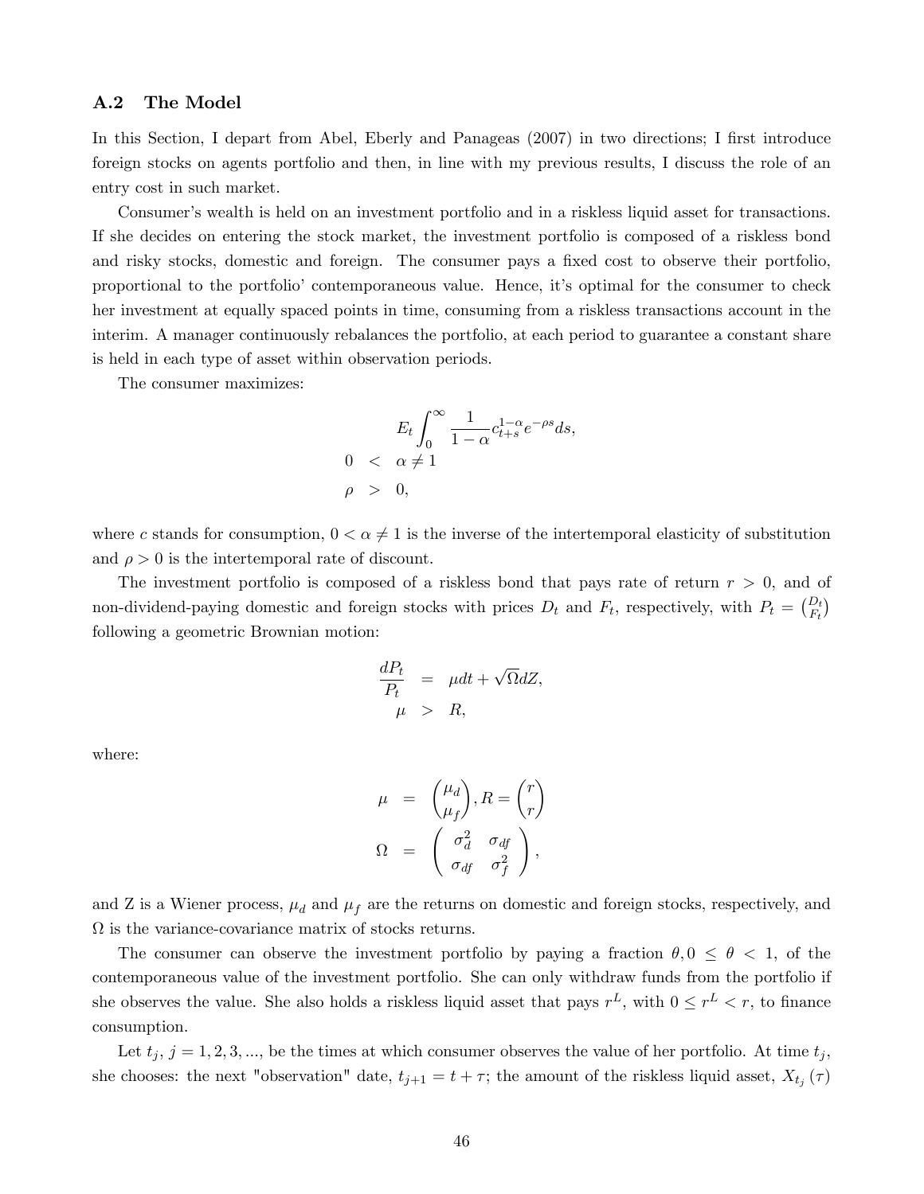### A.2 The Model

In this Section, I depart from Abel, Eberly and Panageas (2007) in two directions; I first introduce foreign stocks on agents portfolio and then, in line with my previous results, I discuss the role of an entry cost in such market.

Consumer's wealth is held on an investment portfolio and in a riskless liquid asset for transactions. If she decides on entering the stock market, the investment portfolio is composed of a riskless bond and risky stocks, domestic and foreign. The consumer pays a fixed cost to observe their portfolio, proportional to the portfolio' contemporaneous value. Hence, it's optimal for the consumer to check her investment at equally spaced points in time, consuming from a riskless transactions account in the interim. A manager continuously rebalances the portfolio, at each period to guarantee a constant share is held in each type of asset within observation periods.

The consumer maximizes:

$$
\begin{aligned}
& E_t \int_0^\infty \frac{1}{1-\alpha} c_{t+s}^{1-\alpha} e^{-\rho s} ds, \\
0 &< \alpha \neq 1 \\
\rho &> 0,
\end{aligned}
$$

where $c$ stands for consumption, $0 < \alpha \neq 1$ is the inverse of the intertemporal elasticity of substitution and $\rho > 0$ is the intertemporal rate of discount.

The investment portfolio is composed of a riskless bond that pays rate of return $r > 0$, and of non-dividend-paying domestic and foreign stocks with prices $D_t$ and $F_t$, respectively, with $P_t = \binom{D_t}{F_t}$ following a geometric Brownian motion:

$$
\begin{aligned}
\frac{dP_t}{P_t} &= \mu dt + \sqrt{\Omega} dZ, \\
\mu &> R,
\end{aligned}
$$

where:

$$
\begin{aligned}
\mu &= \begin{pmatrix} \mu_d \\ \mu_f \end{pmatrix}, R = \begin{pmatrix} r \\ r \end{pmatrix} \\
\Omega &= \begin{pmatrix} \sigma_d^2 & \sigma_{df} \\ \sigma_{df} & \sigma_f^2 \end{pmatrix},
\end{aligned}
$$

and Z is a Wiener process, $\mu_d$ and $\mu_f$ are the returns on domestic and foreign stocks, respectively, and $\Omega$ is the variance-covariance matrix of stocks returns.

The consumer can observe the investment portfolio by paying a fraction $\theta, 0 \leq \theta < 1$, of the contemporaneous value of the investment portfolio. She can only withdraw funds from the portfolio if she observes the value. She also holds a riskless liquid asset that pays $r^L$, with $0 \leq r^L < r$, to finance consumption.

Let $t_j$, $j = 1, 2, 3, ...$, be the times at which consumer observes the value of her portfolio. At time $t_j$, she chooses: the next "observation" date, $t_{j+1} = t + \tau$; the amount of the riskless liquid asset, $X_{t_j}(\tau)$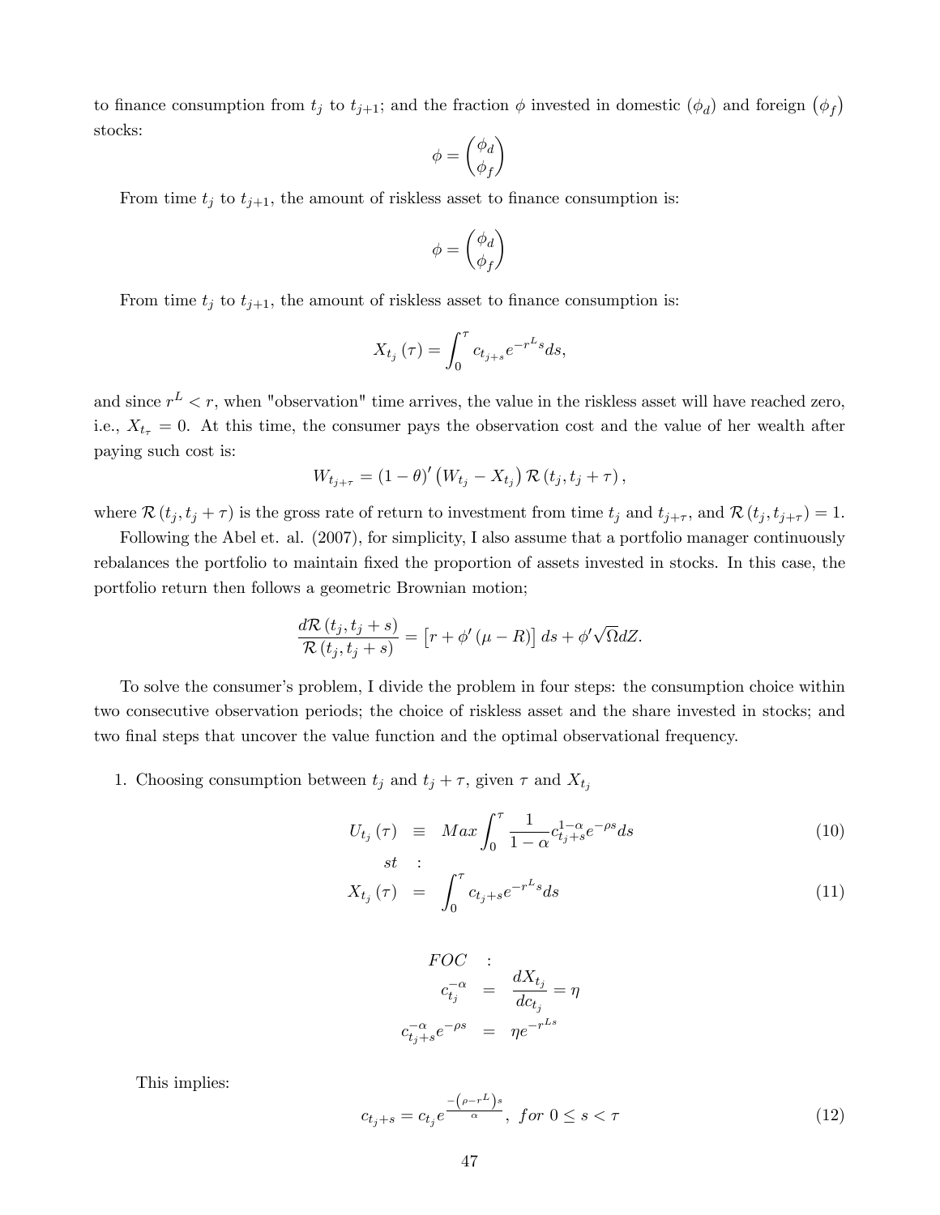to finance consumption from $t_j$ to $t_{j+1}$; and the fraction $\phi$ invested in domestic ($\phi_d$) and foreign $\left(\phi_f\right)$ stocks:

$$\phi = \begin{pmatrix} \phi_d \\ \phi_f \end{pmatrix}$$

From time $t_j$ to $t_{j+1}$, the amount of riskless asset to finance consumption is:

$$\phi = \begin{pmatrix} \phi_d \\ \phi_f \end{pmatrix}$$

From time $t_j$ to $t_{j+1}$, the amount of riskless asset to finance consumption is:

$$X_{t_j}(\tau) = \int_0^{\tau} c_{t_j+s} e^{-r^L s} ds,$$

and since $r^L < r$, when "observation" time arrives, the value in the riskless asset will have reached zero, i.e., $X_{t_\tau} = 0$. At this time, the consumer pays the observation cost and the value of her wealth after paying such cost is:

$$W_{t_{j+\tau}} = (1-\theta)' \left(W_{t_j} - X_{t_j}\right) \mathcal{R}\left(t_j, t_j + \tau\right),$$

where $\mathcal{R}\left(t_j, t_j + \tau\right)$ is the gross rate of return to investment from time $t_j$ and $t_{j+\tau}$, and $\mathcal{R}\left(t_j, t_{j+\tau}\right) = 1$.

Following the Abel et. al. (2007), for simplicity, I also assume that a portfolio manager continuously rebalances the portfolio to maintain fixed the proportion of assets invested in stocks. In this case, the portfolio return then follows a geometric Brownian motion;

$$\frac{d\mathcal{R}\left(t_j, t_j + s\right)}{\mathcal{R}\left(t_j, t_j + s\right)} = \left[r + \phi'\left(\mu - R\right)\right] ds + \phi' \sqrt{\Omega} dZ.$$

To solve the consumer's problem, I divide the problem in four steps: the consumption choice within two consecutive observation periods; the choice of riskless asset and the share invested in stocks; and two final steps that uncover the value function and the optimal observational frequency.

1. Choosing consumption between $t_j$ and $t_j + \tau$, given $\tau$ and $X_{t_j}$

$$U_{t_j}(\tau) \equiv Max \int_0^{\tau} \frac{1}{1-\alpha} c_{t_j+s}^{1-\alpha} e^{-\rho s} ds \tag{10}$$

$$st :$$

$$X_{t_j}(\tau) = \int_0^{\tau} c_{t_j+s} e^{-r^L s} ds \tag{11}$$

$$\begin{aligned} FOC &: \\ c_{t_j}^{-\alpha} &= \frac{dX_{t_j}}{dc_{t_j}} = \eta \\ c_{t_j+s}^{-\alpha} e^{-\rho s} &= \eta e^{-r^{Ls}} \end{aligned}$$

This implies:

$$c_{t_j+s} = c_{t_j} e^{\frac{-\left(\rho - r^L\right)s}{\alpha}}, \; for \; 0 \leq s < \tau \tag{12}$$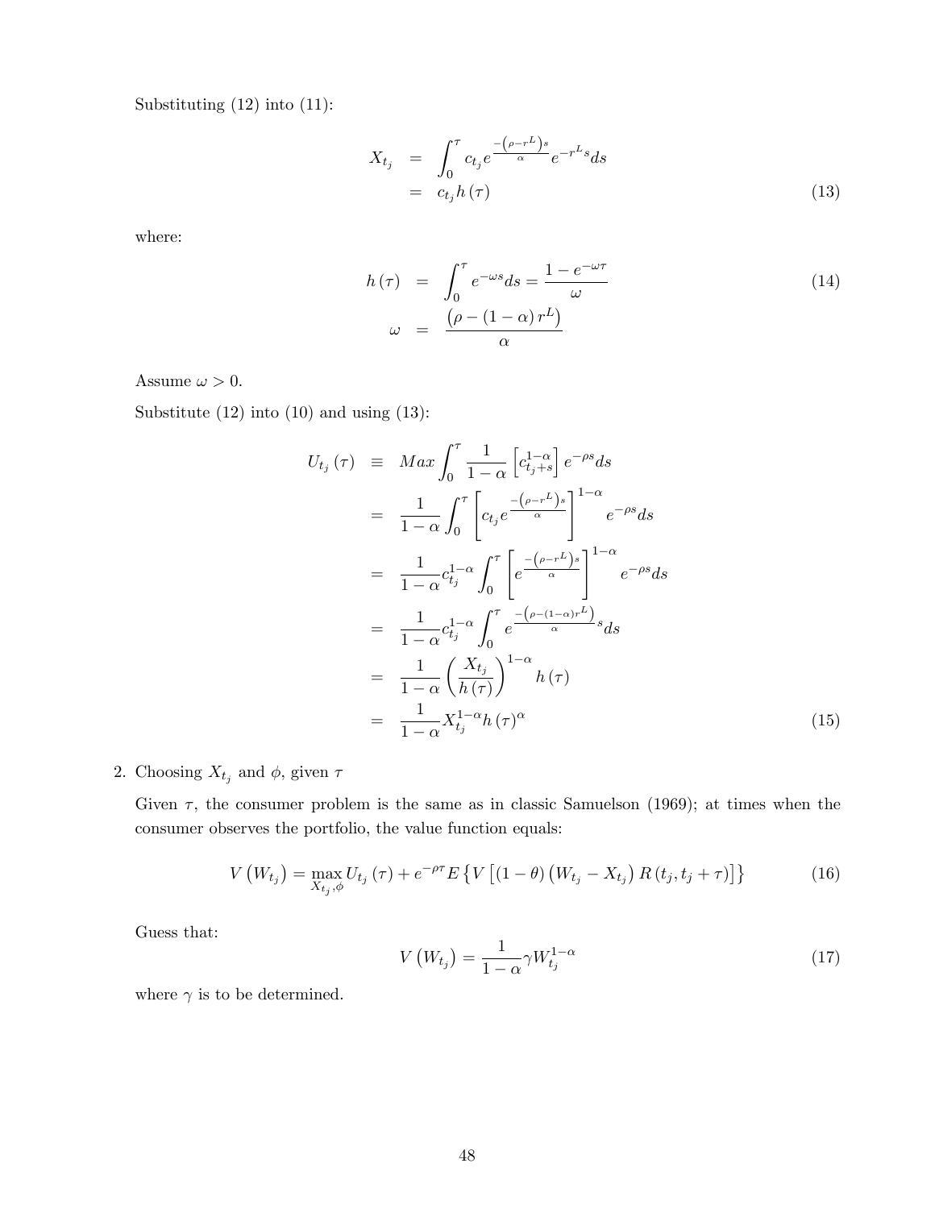Substituting (12) into (11):

$$\begin{aligned} X_{t_j} &= \int_0^\tau c_{t_j} e^{\frac{-\left(\rho - r^L\right)s}{\alpha}} e^{-r^L s} ds \\ &= c_{t_j} h(\tau) \end{aligned} \tag{13}$$

where:

$$\begin{aligned} h(\tau) &= \int_0^\tau e^{-\omega s} ds = \frac{1 - e^{-\omega \tau}}{\omega} \\ \omega &= \frac{\left(\rho - (1-\alpha) r^L\right)}{\alpha} \end{aligned} \tag{14}$$

Assume $\omega > 0$.

Substitute (12) into (10) and using (13):

$$\begin{aligned} U_{t_j}(\tau) &\equiv Max \int_0^\tau \frac{1}{1-\alpha} \left[ c_{t_j+s}^{1-\alpha} \right] e^{-\rho s} ds \\ &= \frac{1}{1-\alpha} \int_0^\tau \left[ c_{t_j} e^{\frac{-\left(\rho - r^L\right)s}{\alpha}} \right]^{1-\alpha} e^{-\rho s} ds \\ &= \frac{1}{1-\alpha} c_{t_j}^{1-\alpha} \int_0^\tau \left[ e^{\frac{-\left(\rho - r^L\right)s}{\alpha}} \right]^{1-\alpha} e^{-\rho s} ds \\ &= \frac{1}{1-\alpha} c_{t_j}^{1-\alpha} \int_0^\tau e^{\frac{-\left(\rho - (1-\alpha) r^L\right)}{\alpha} s} ds \\ &= \frac{1}{1-\alpha} \left( \frac{X_{t_j}}{h(\tau)} \right)^{1-\alpha} h(\tau) \\ &= \frac{1}{1-\alpha} X_{t_j}^{1-\alpha} h(\tau)^\alpha \end{aligned} \tag{15}$$

2. Choosing $X_{t_j}$ and $\phi$, given $\tau$

   Given $\tau$, the consumer problem is the same as in classic Samuelson (1969); at times when the consumer observes the portfolio, the value function equals:

$$V\left(W_{t_j}\right) = \max_{X_{t_j}, \phi} U_{t_j}(\tau) + e^{-\rho \tau} E\left\{ V\left[ (1-\theta)\left(W_{t_j} - X_{t_j}\right) R\left(t_j, t_j + \tau\right) \right] \right\} \tag{16}$$

   Guess that:

$$V\left(W_{t_j}\right) = \frac{1}{1-\alpha} \gamma W_{t_j}^{1-\alpha} \tag{17}$$

   where $\gamma$ is to be determined.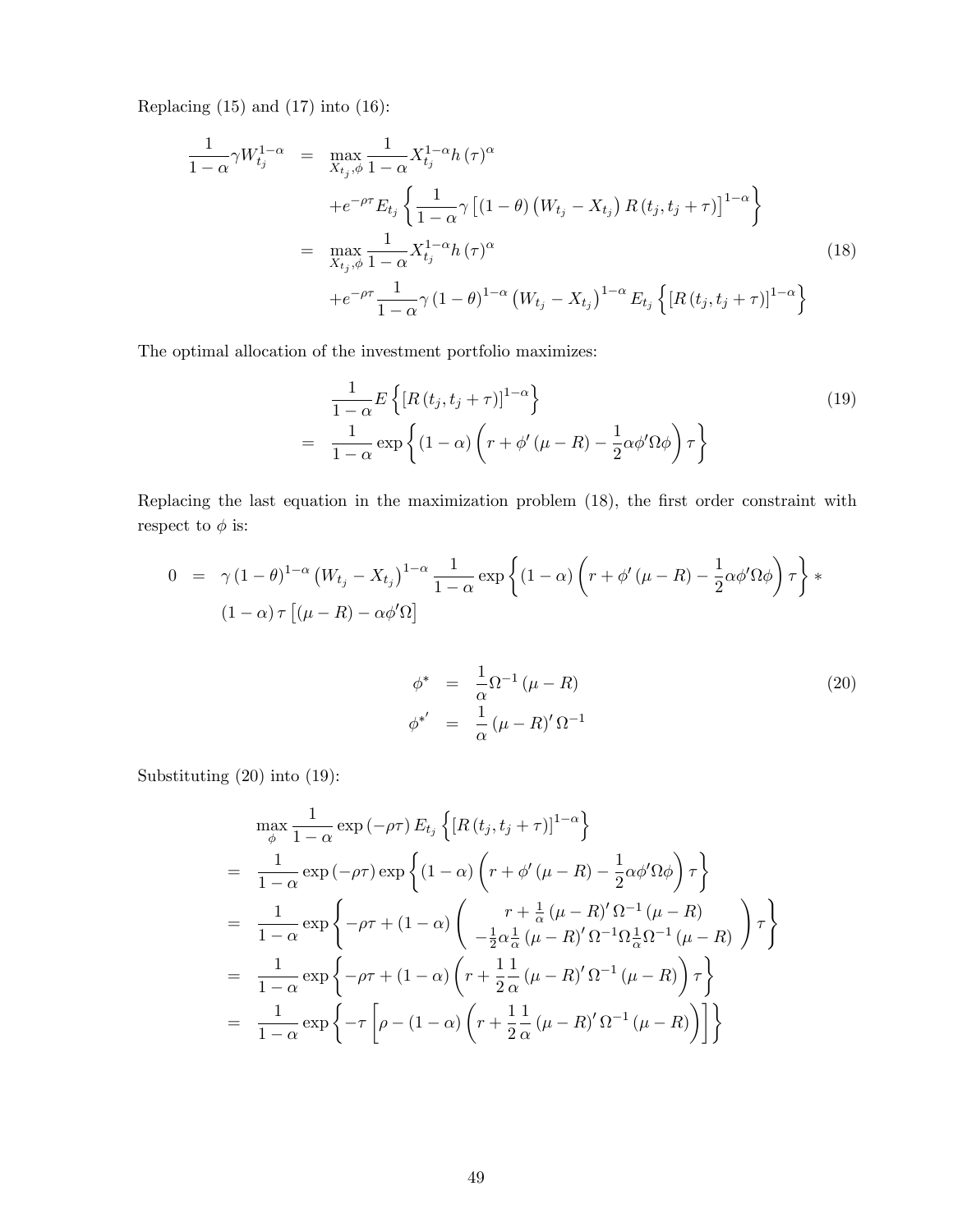Replacing (15) and (17) into (16):

$$
\begin{aligned}
\frac{1}{1-\alpha}\gamma W_{t_j}^{1-\alpha} &= \max_{X_{t_j},\phi} \frac{1}{1-\alpha} X_{t_j}^{1-\alpha} h(\tau)^{\alpha} \\
&\quad + e^{-\rho\tau} E_{t_j}\left\{ \frac{1}{1-\alpha}\gamma \left[(1-\theta)\left(W_{t_j} - X_{t_j}\right) R(t_j, t_j+\tau)\right]^{1-\alpha} \right\} \\
&= \max_{X_{t_j},\phi} \frac{1}{1-\alpha} X_{t_j}^{1-\alpha} h(\tau)^{\alpha} \\
&\quad + e^{-\rho\tau} \frac{1}{1-\alpha}\gamma (1-\theta)^{1-\alpha} \left(W_{t_j} - X_{t_j}\right)^{1-\alpha} E_{t_j}\left\{ \left[R(t_j, t_j+\tau)\right]^{1-\alpha} \right\}
\end{aligned} \tag{18}
$$

The optimal allocation of the investment portfolio maximizes:

$$
\begin{aligned}
& \frac{1}{1-\alpha} E\left\{ \left[R(t_j, t_j+\tau)\right]^{1-\alpha} \right\} \\
=\ & \frac{1}{1-\alpha} \exp\left\{ (1-\alpha)\left( r + \phi'(\mu - R) - \frac{1}{2}\alpha\phi'\Omega\phi \right)\tau \right\}
\end{aligned} \tag{19}
$$

Replacing the last equation in the maximization problem (18), the first order constraint with respect to $\phi$ is:

$$
\begin{aligned}
0 &= \gamma (1-\theta)^{1-\alpha} \left(W_{t_j} - X_{t_j}\right)^{1-\alpha} \frac{1}{1-\alpha} \exp\left\{ (1-\alpha)\left( r + \phi'(\mu - R) - \frac{1}{2}\alpha\phi'\Omega\phi \right)\tau \right\} * \\
&\quad (1-\alpha)\tau\left[(\mu - R) - \alpha\phi'\Omega\right]
\end{aligned}
$$

$$
\begin{aligned}
\phi^* &= \frac{1}{\alpha}\Omega^{-1}(\mu - R) \\
\phi^{*'} &= \frac{1}{\alpha}(\mu - R)'\Omega^{-1}
\end{aligned} \tag{20}
$$

Substituting (20) into (19):

$$
\begin{aligned}
& \max_{\phi} \frac{1}{1-\alpha} \exp(-\rho\tau) E_{t_j}\left\{ \left[R(t_j, t_j+\tau)\right]^{1-\alpha} \right\} \\
=\ & \frac{1}{1-\alpha} \exp(-\rho\tau) \exp\left\{ (1-\alpha)\left( r + \phi'(\mu - R) - \frac{1}{2}\alpha\phi'\Omega\phi \right)\tau \right\} \\
=\ & \frac{1}{1-\alpha} \exp\left\{ -\rho\tau + (1-\alpha)\left( \begin{array}{c} r + \frac{1}{\alpha}(\mu - R)'\Omega^{-1}(\mu - R) \\ -\frac{1}{2}\alpha\frac{1}{\alpha}(\mu - R)'\Omega^{-1}\Omega\frac{1}{\alpha}\Omega^{-1}(\mu - R) \end{array} \right)\tau \right\} \\
=\ & \frac{1}{1-\alpha} \exp\left\{ -\rho\tau + (1-\alpha)\left( r + \frac{1}{2}\frac{1}{\alpha}(\mu - R)'\Omega^{-1}(\mu - R) \right)\tau \right\} \\
=\ & \frac{1}{1-\alpha} \exp\left\{ -\tau\left[ \rho - (1-\alpha)\left( r + \frac{1}{2}\frac{1}{\alpha}(\mu - R)'\Omega^{-1}(\mu - R) \right) \right] \right\}
\end{aligned}
$$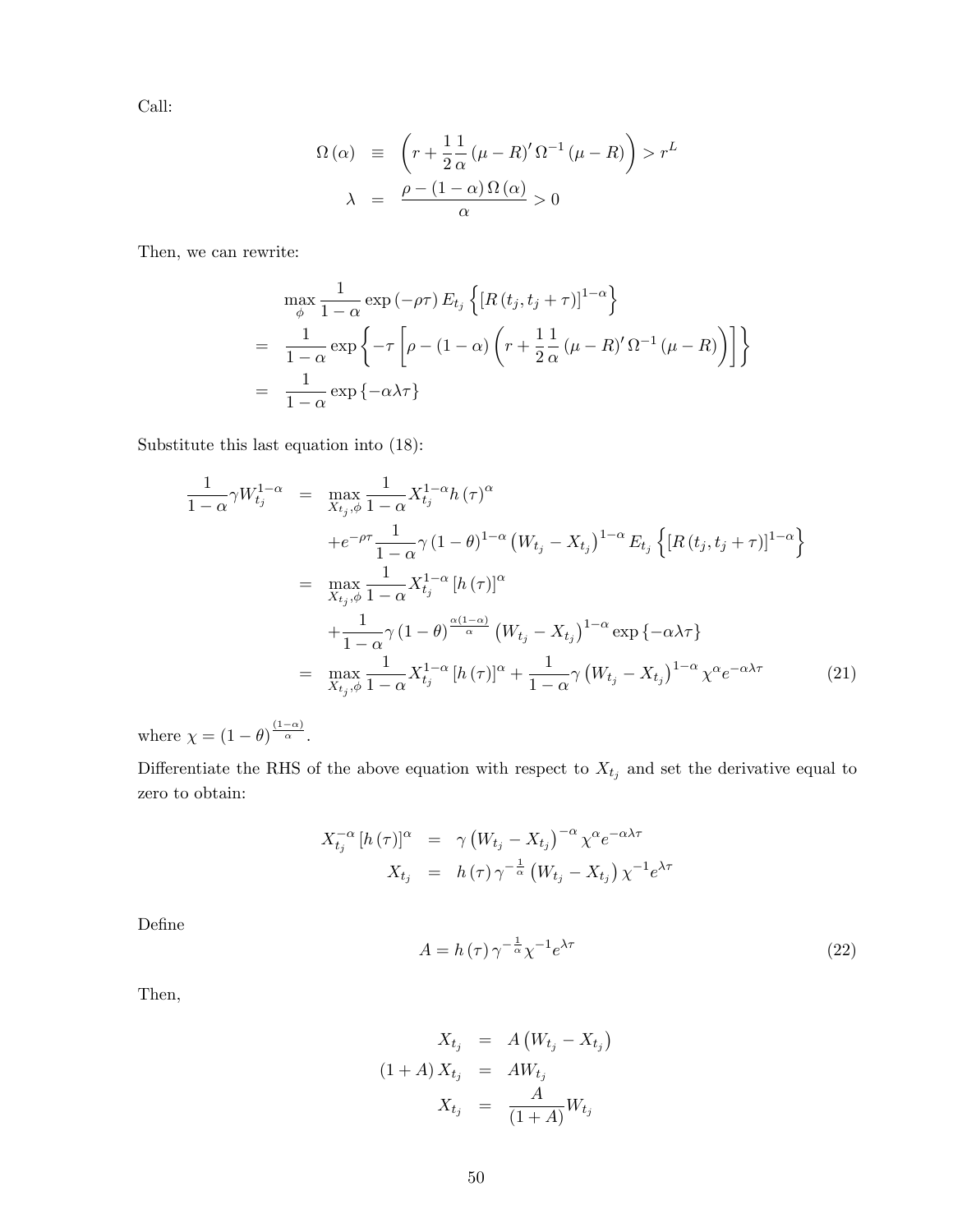Call:

$$
\begin{aligned}
\Omega(\alpha) &\equiv \left(r + \frac{1}{2}\frac{1}{\alpha}(\mu - R)' \Omega^{-1} (\mu - R)\right) > r^L \\
\lambda &= \frac{\rho - (1-\alpha)\Omega(\alpha)}{\alpha} > 0
\end{aligned}
$$

Then, we can rewrite:

$$
\begin{aligned}
& \max_{\phi} \frac{1}{1-\alpha} \exp(-\rho\tau) E_{t_j}\left\{[R(t_j, t_j+\tau)]^{1-\alpha}\right\} \\
= \; & \frac{1}{1-\alpha} \exp\left\{-\tau\left[\rho - (1-\alpha)\left(r + \frac{1}{2}\frac{1}{\alpha}(\mu - R)' \Omega^{-1}(\mu - R)\right)\right]\right\} \\
= \; & \frac{1}{1-\alpha} \exp\{-\alpha\lambda\tau\}
\end{aligned}
$$

Substitute this last equation into (18):

$$
\begin{aligned}
\frac{1}{1-\alpha}\gamma W_{t_j}^{1-\alpha} &= \max_{X_{t_j},\phi} \frac{1}{1-\alpha} X_{t_j}^{1-\alpha} h(\tau)^{\alpha} \\
&\quad + e^{-\rho\tau}\frac{1}{1-\alpha}\gamma(1-\theta)^{1-\alpha}\left(W_{t_j} - X_{t_j}\right)^{1-\alpha} E_{t_j}\left\{[R(t_j, t_j+\tau)]^{1-\alpha}\right\} \\
&= \max_{X_{t_j},\phi} \frac{1}{1-\alpha} X_{t_j}^{1-\alpha}[h(\tau)]^{\alpha} \\
&\quad + \frac{1}{1-\alpha}\gamma(1-\theta)^{\frac{\alpha(1-\alpha)}{\alpha}}\left(W_{t_j} - X_{t_j}\right)^{1-\alpha}\exp\{-\alpha\lambda\tau\} \\
&= \max_{X_{t_j},\phi} \frac{1}{1-\alpha} X_{t_j}^{1-\alpha}[h(\tau)]^{\alpha} + \frac{1}{1-\alpha}\gamma\left(W_{t_j} - X_{t_j}\right)^{1-\alpha}\chi^{\alpha} e^{-\alpha\lambda\tau} \qquad (21)
\end{aligned}
$$

where $\chi = (1-\theta)^{\frac{(1-\alpha)}{\alpha}}$.

Differentiate the RHS of the above equation with respect to $X_{t_j}$ and set the derivative equal to zero to obtain:

$$
\begin{aligned}
X_{t_j}^{-\alpha}[h(\tau)]^{\alpha} &= \gamma\left(W_{t_j} - X_{t_j}\right)^{-\alpha}\chi^{\alpha} e^{-\alpha\lambda\tau} \\
X_{t_j} &= h(\tau)\gamma^{-\frac{1}{\alpha}}\left(W_{t_j} - X_{t_j}\right)\chi^{-1} e^{\lambda\tau}
\end{aligned}
$$

Define

$$
A = h(\tau)\gamma^{-\frac{1}{\alpha}}\chi^{-1} e^{\lambda\tau} \qquad (22)
$$

Then,

$$
\begin{aligned}
X_{t_j} &= A\left(W_{t_j} - X_{t_j}\right) \\
(1+A) X_{t_j} &= A W_{t_j} \\
X_{t_j} &= \frac{A}{(1+A)} W_{t_j}
\end{aligned}
$$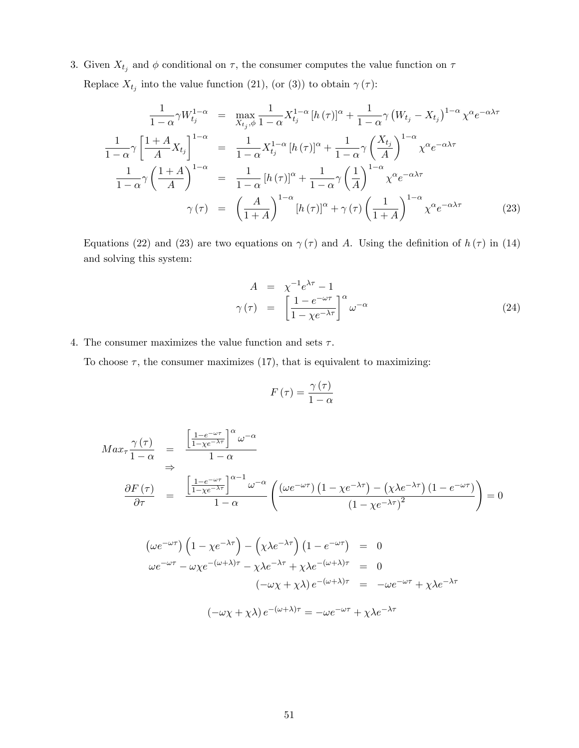3. Given $X_{t_j}$ and $\phi$ conditional on $\tau$, the consumer computes the value function on $\tau$

   Replace $X_{t_j}$ into the value function (21), (or (3)) to obtain $\gamma(\tau)$:

$$
\begin{aligned}
\frac{1}{1-\alpha}\gamma W_{t_j}^{1-\alpha} &= \max_{X_{t_j},\phi} \frac{1}{1-\alpha} X_{t_j}^{1-\alpha}\left[h(\tau)\right]^{\alpha} + \frac{1}{1-\alpha}\gamma\left(W_{t_j} - X_{t_j}\right)^{1-\alpha}\chi^{\alpha}e^{-\alpha\lambda\tau} \\
\frac{1}{1-\alpha}\gamma\left[\frac{1+A}{A}X_{t_j}\right]^{1-\alpha} &= \frac{1}{1-\alpha}X_{t_j}^{1-\alpha}\left[h(\tau)\right]^{\alpha} + \frac{1}{1-\alpha}\gamma\left(\frac{X_{t_j}}{A}\right)^{1-\alpha}\chi^{\alpha}e^{-\alpha\lambda\tau} \\
\frac{1}{1-\alpha}\gamma\left(\frac{1+A}{A}\right)^{1-\alpha} &= \frac{1}{1-\alpha}\left[h(\tau)\right]^{\alpha} + \frac{1}{1-\alpha}\gamma\left(\frac{1}{A}\right)^{1-\alpha}\chi^{\alpha}e^{-\alpha\lambda\tau} \\
\gamma(\tau) &= \left(\frac{A}{1+A}\right)^{1-\alpha}\left[h(\tau)\right]^{\alpha} + \gamma(\tau)\left(\frac{1}{1+A}\right)^{1-\alpha}\chi^{\alpha}e^{-\alpha\lambda\tau} \qquad (23)
\end{aligned}
$$

   Equations (22) and (23) are two equations on $\gamma(\tau)$ and $A$. Using the definition of $h(\tau)$ in (14) and solving this system:

$$
\begin{aligned}
A &= \chi^{-1}e^{\lambda\tau} - 1 \\
\gamma(\tau) &= \left[\frac{1-e^{-\omega\tau}}{1-\chi e^{-\lambda\tau}}\right]^{\alpha}\omega^{-\alpha} \qquad (24)
\end{aligned}
$$

4. The consumer maximizes the value function and sets $\tau$.

   To choose $\tau$, the consumer maximizes (17), that is equivalent to maximizing:

$$
F(\tau) = \frac{\gamma(\tau)}{1-\alpha}
$$

$$
\begin{aligned}
Max_{\tau}\frac{\gamma(\tau)}{1-\alpha} &= \frac{\left[\frac{1-e^{-\omega\tau}}{1-\chi e^{-\lambda\tau}}\right]^{\alpha}\omega^{-\alpha}}{1-\alpha} \\
&\Rightarrow \\
\frac{\partial F(\tau)}{\partial\tau} &= \frac{\left[\frac{1-e^{-\omega\tau}}{1-\chi e^{-\lambda\tau}}\right]^{\alpha-1}\omega^{-\alpha}}{1-\alpha}\left(\frac{\left(\omega e^{-\omega\tau}\right)\left(1-\chi e^{-\lambda\tau}\right) - \left(\chi\lambda e^{-\lambda\tau}\right)\left(1-e^{-\omega\tau}\right)}{\left(1-\chi e^{-\lambda\tau}\right)^{2}}\right) = 0
\end{aligned}
$$

$$
\begin{aligned}
\left(\omega e^{-\omega\tau}\right)\left(1-\chi e^{-\lambda\tau}\right) - \left(\chi\lambda e^{-\lambda\tau}\right)\left(1-e^{-\omega\tau}\right) &= 0 \\
\omega e^{-\omega\tau} - \omega\chi e^{-(\omega+\lambda)\tau} - \chi\lambda e^{-\lambda\tau} + \chi\lambda e^{-(\omega+\lambda)\tau} &= 0 \\
\left(-\omega\chi + \chi\lambda\right)e^{-(\omega+\lambda)\tau} &= -\omega e^{-\omega\tau} + \chi\lambda e^{-\lambda\tau}
\end{aligned}
$$

$$
\left(-\omega\chi + \chi\lambda\right)e^{-(\omega+\lambda)\tau} = -\omega e^{-\omega\tau} + \chi\lambda e^{-\lambda\tau}
$$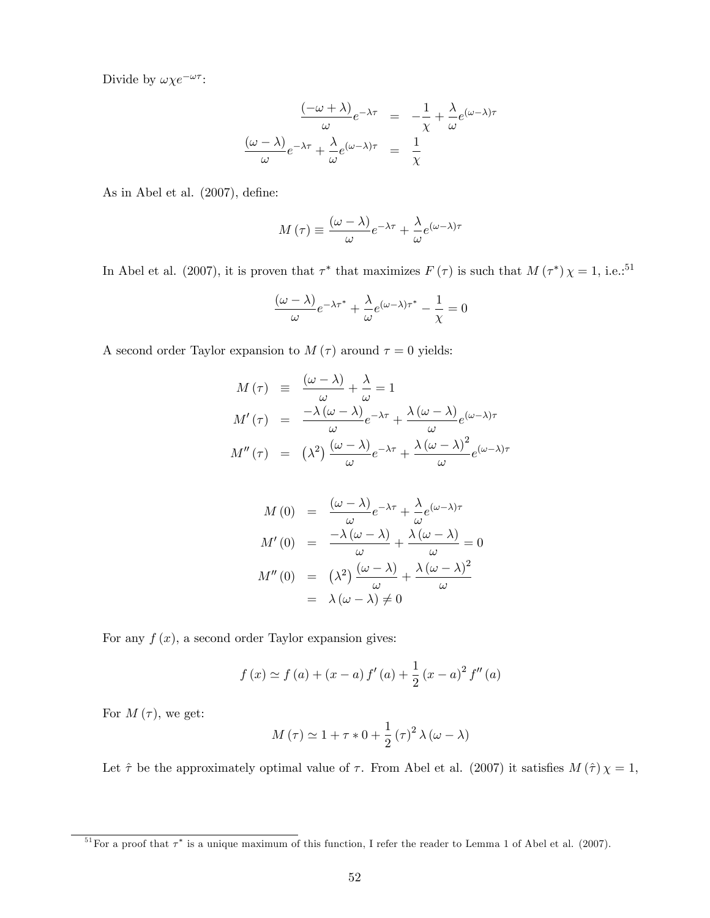Divide by $\omega\chi e^{-\omega\tau}$:

$$
\begin{aligned}
\frac{(-\omega+\lambda)}{\omega}e^{-\lambda\tau} &= -\frac{1}{\chi}+\frac{\lambda}{\omega}e^{(\omega-\lambda)\tau} \\
\frac{(\omega-\lambda)}{\omega}e^{-\lambda\tau}+\frac{\lambda}{\omega}e^{(\omega-\lambda)\tau} &= \frac{1}{\chi}
\end{aligned}
$$

As in Abel et al. (2007), define:

$$
M(\tau) \equiv \frac{(\omega-\lambda)}{\omega}e^{-\lambda\tau}+\frac{\lambda}{\omega}e^{(\omega-\lambda)\tau}
$$

In Abel et al. (2007), it is proven that $\tau^*$ that maximizes $F(\tau)$ is such that $M(\tau^*)\chi = 1$, i.e.:[51]

$$
\frac{(\omega-\lambda)}{\omega}e^{-\lambda\tau^*}+\frac{\lambda}{\omega}e^{(\omega-\lambda)\tau^*}-\frac{1}{\chi}=0
$$

A second order Taylor expansion to $M(\tau)$ around $\tau = 0$ yields:

$$
\begin{aligned}
M(\tau) &\equiv \frac{(\omega-\lambda)}{\omega}+\frac{\lambda}{\omega}=1 \\
M'(\tau) &= \frac{-\lambda(\omega-\lambda)}{\omega}e^{-\lambda\tau}+\frac{\lambda(\omega-\lambda)}{\omega}e^{(\omega-\lambda)\tau} \\
M''(\tau) &= \left(\lambda^2\right)\frac{(\omega-\lambda)}{\omega}e^{-\lambda\tau}+\frac{\lambda(\omega-\lambda)^2}{\omega}e^{(\omega-\lambda)\tau}
\end{aligned}
$$

$$
\begin{aligned}
M(0) &= \frac{(\omega-\lambda)}{\omega}e^{-\lambda\tau}+\frac{\lambda}{\omega}e^{(\omega-\lambda)\tau} \\
M'(0) &= \frac{-\lambda(\omega-\lambda)}{\omega}+\frac{\lambda(\omega-\lambda)}{\omega}=0 \\
M''(0) &= \left(\lambda^2\right)\frac{(\omega-\lambda)}{\omega}+\frac{\lambda(\omega-\lambda)^2}{\omega} \\
&= \lambda(\omega-\lambda)\neq 0
\end{aligned}
$$

For any $f(x)$, a second order Taylor expansion gives:

$$
f(x)\simeq f(a)+(x-a)f'(a)+\frac{1}{2}(x-a)^2 f''(a)
$$

For $M(\tau)$, we get:

$$
M(\tau)\simeq 1+\tau * 0+\frac{1}{2}(\tau)^2\lambda(\omega-\lambda)
$$

Let $\hat{\tau}$ be the approximately optimal value of $\tau$. From Abel et al. (2007) it satisfies $M(\hat{\tau})\chi = 1$,

[51] For a proof that $\tau^*$ is a unique maximum of this function, I refer the reader to Lemma 1 of Abel et al. (2007).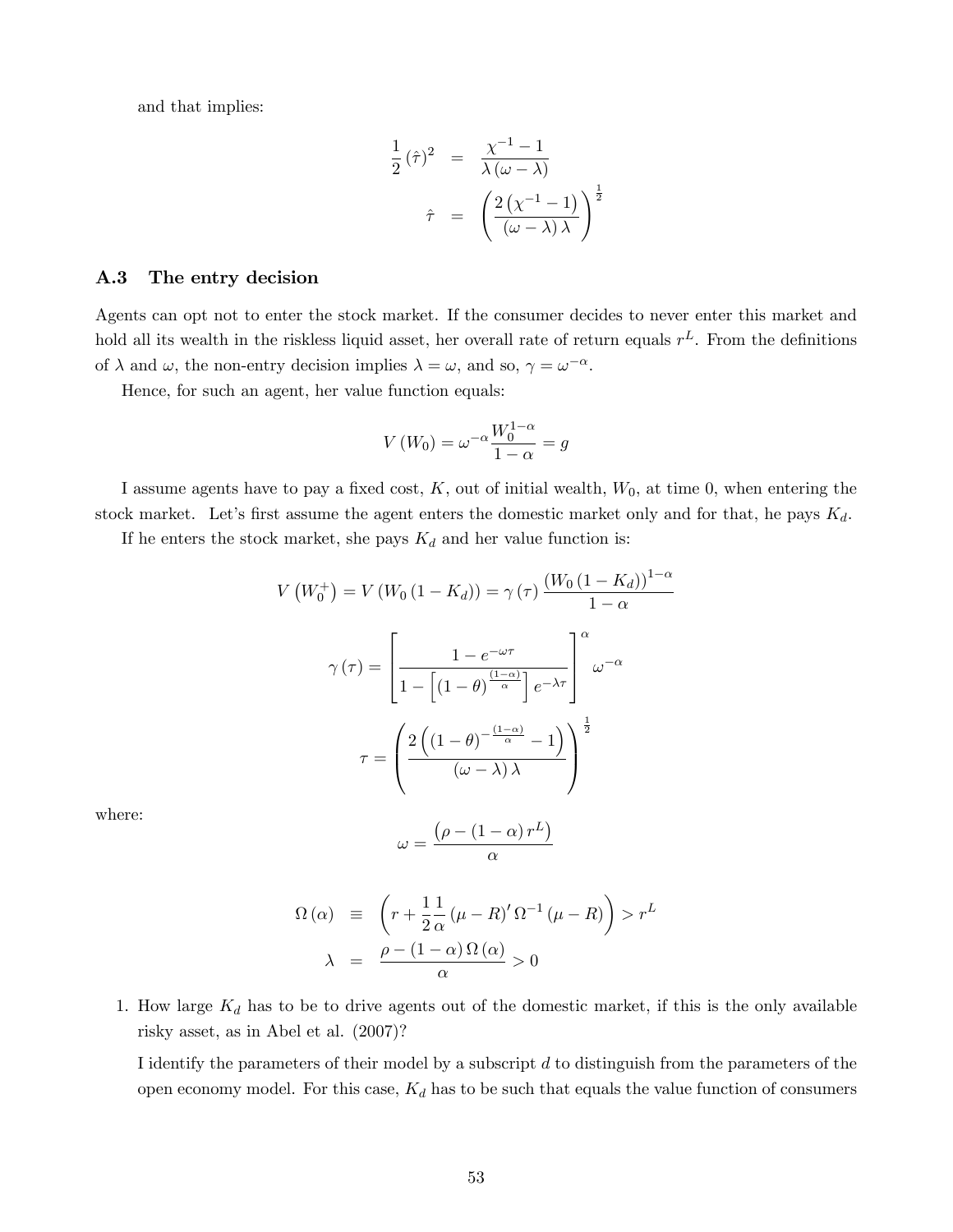and that implies:

$$
\begin{aligned}
\frac{1}{2}(\hat{\tau})^2 &= \frac{\chi^{-1}-1}{\lambda(\omega-\lambda)} \\
\hat{\tau} &= \left(\frac{2\left(\chi^{-1}-1\right)}{(\omega-\lambda)\lambda}\right)^{\frac{1}{2}}
\end{aligned}
$$

### A.3 The entry decision

Agents can opt not to enter the stock market. If the consumer decides to never enter this market and hold all its wealth in the riskless liquid asset, her overall rate of return equals $r^L$. From the definitions of $\lambda$ and $\omega$, the non-entry decision implies $\lambda = \omega$, and so, $\gamma = \omega^{-\alpha}$.

Hence, for such an agent, her value function equals:

$$
V(W_0) = \omega^{-\alpha}\frac{W_0^{1-\alpha}}{1-\alpha} = g
$$

I assume agents have to pay a fixed cost, $K$, out of initial wealth, $W_0$, at time 0, when entering the stock market. Let's first assume the agent enters the domestic market only and for that, he pays $K_d$.

If he enters the stock market, she pays $K_d$ and her value function is:

$$
V\left(W_0^+\right) = V\left(W_0\left(1-K_d\right)\right) = \gamma(\tau)\frac{\left(W_0\left(1-K_d\right)\right)^{1-\alpha}}{1-\alpha}
$$

$$
\gamma(\tau) = \left[\frac{1-e^{-\omega\tau}}{1-\left[(1-\theta)^{\frac{(1-\alpha)}{\alpha}}\right]e^{-\lambda\tau}}\right]^{\alpha}\omega^{-\alpha}
$$

$$
\tau = \left(\frac{2\left((1-\theta)^{-\frac{(1-\alpha)}{\alpha}}-1\right)}{(\omega-\lambda)\lambda}\right)^{\frac{1}{2}}
$$

where:

$$
\omega = \frac{\left(\rho-(1-\alpha)r^L\right)}{\alpha}
$$

$$
\begin{aligned}
\Omega(\alpha) &\equiv \left(r+\frac{1}{2}\frac{1}{\alpha}(\mu-R)'\,\Omega^{-1}(\mu-R)\right) > r^L \\
\lambda &= \frac{\rho-(1-\alpha)\Omega(\alpha)}{\alpha} > 0
\end{aligned}
$$

1. How large $K_d$ has to be to drive agents out of the domestic market, if this is the only available risky asset, as in Abel et al. (2007)?

   I identify the parameters of their model by a subscript $d$ to distinguish from the parameters of the open economy model. For this case, $K_d$ has to be such that equals the value function of consumers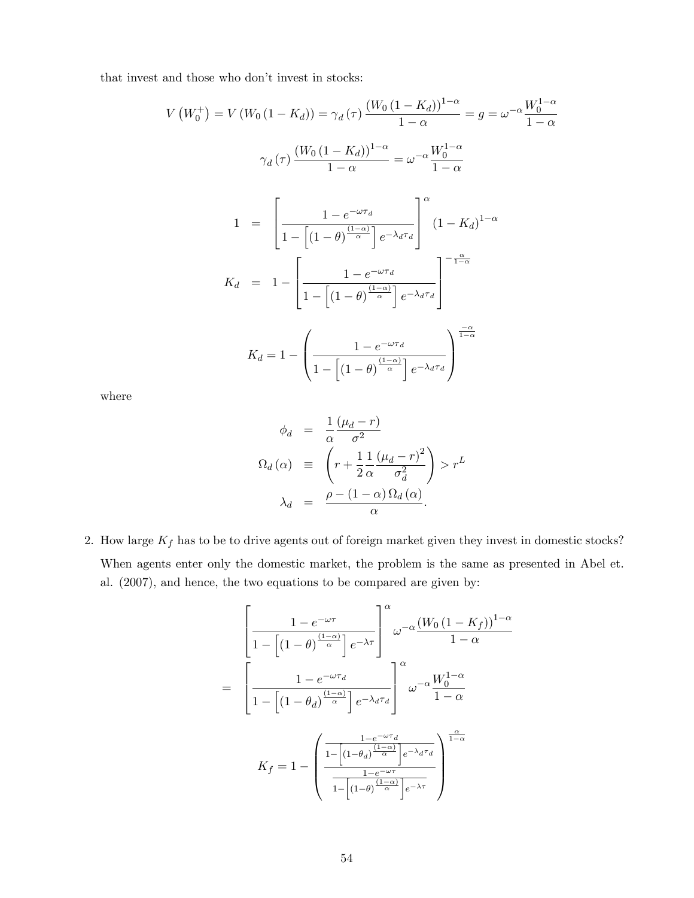that invest and those who don't invest in stocks:

$$V\left(W_0^+\right) = V\left(W_0\left(1-K_d\right)\right) = \gamma_d\left(\tau\right)\frac{\left(W_0\left(1-K_d\right)\right)^{1-\alpha}}{1-\alpha} = g = \omega^{-\alpha}\frac{W_0^{1-\alpha}}{1-\alpha}$$

$$\gamma_d\left(\tau\right)\frac{\left(W_0\left(1-K_d\right)\right)^{1-\alpha}}{1-\alpha} = \omega^{-\alpha}\frac{W_0^{1-\alpha}}{1-\alpha}$$

$$\begin{aligned}
1 &= \left[\frac{1-e^{-\omega\tau_d}}{1-\left[\left(1-\theta\right)^{\frac{(1-\alpha)}{\alpha}}\right]e^{-\lambda_d\tau_d}}\right]^{\alpha}\left(1-K_d\right)^{1-\alpha} \\
K_d &= 1-\left[\frac{1-e^{-\omega\tau_d}}{1-\left[\left(1-\theta\right)^{\frac{(1-\alpha)}{\alpha}}\right]e^{-\lambda_d\tau_d}}\right]^{-\frac{\alpha}{1-\alpha}}
\end{aligned}$$

$$K_d = 1-\left(\frac{1-e^{-\omega\tau_d}}{1-\left[\left(1-\theta\right)^{\frac{(1-\alpha)}{\alpha}}\right]e^{-\lambda_d\tau_d}}\right)^{\frac{-\alpha}{1-\alpha}}$$

where

$$\begin{aligned}
\phi_d &= \frac{1}{\alpha}\frac{\left(\mu_d-r\right)}{\sigma^2} \\
\Omega_d\left(\alpha\right) &\equiv \left(r+\frac{1}{2}\frac{1}{\alpha}\frac{\left(\mu_d-r\right)^2}{\sigma_d^2}\right) > r^L \\
\lambda_d &= \frac{\rho-\left(1-\alpha\right)\Omega_d\left(\alpha\right)}{\alpha}.
\end{aligned}$$

2. How large $K_f$ has to be to drive agents out of foreign market given they invest in domestic stocks?

   When agents enter only the domestic market, the problem is the same as presented in Abel et. al. (2007), and hence, the two equations to be compared are given by:

$$\begin{aligned}
&\left[\frac{1-e^{-\omega\tau}}{1-\left[\left(1-\theta\right)^{\frac{(1-\alpha)}{\alpha}}\right]e^{-\lambda\tau}}\right]^{\alpha}\omega^{-\alpha}\frac{\left(W_0\left(1-K_f\right)\right)^{1-\alpha}}{1-\alpha} \\
=&\left[\frac{1-e^{-\omega\tau_d}}{1-\left[\left(1-\theta_d\right)^{\frac{(1-\alpha)}{\alpha}}\right]e^{-\lambda_d\tau_d}}\right]^{\alpha}\omega^{-\alpha}\frac{W_0^{1-\alpha}}{1-\alpha}
\end{aligned}$$

$$K_f = 1-\left(\frac{\frac{1-e^{-\omega\tau_d}}{1-\left[\left(1-\theta_d\right)^{\frac{(1-\alpha)}{\alpha}}\right]e^{-\lambda_d\tau_d}}}{\frac{1-e^{-\omega\tau}}{1-\left[\left(1-\theta\right)^{\frac{(1-\alpha)}{\alpha}}\right]e^{-\lambda\tau}}}\right)^{\frac{\alpha}{1-\alpha}}$$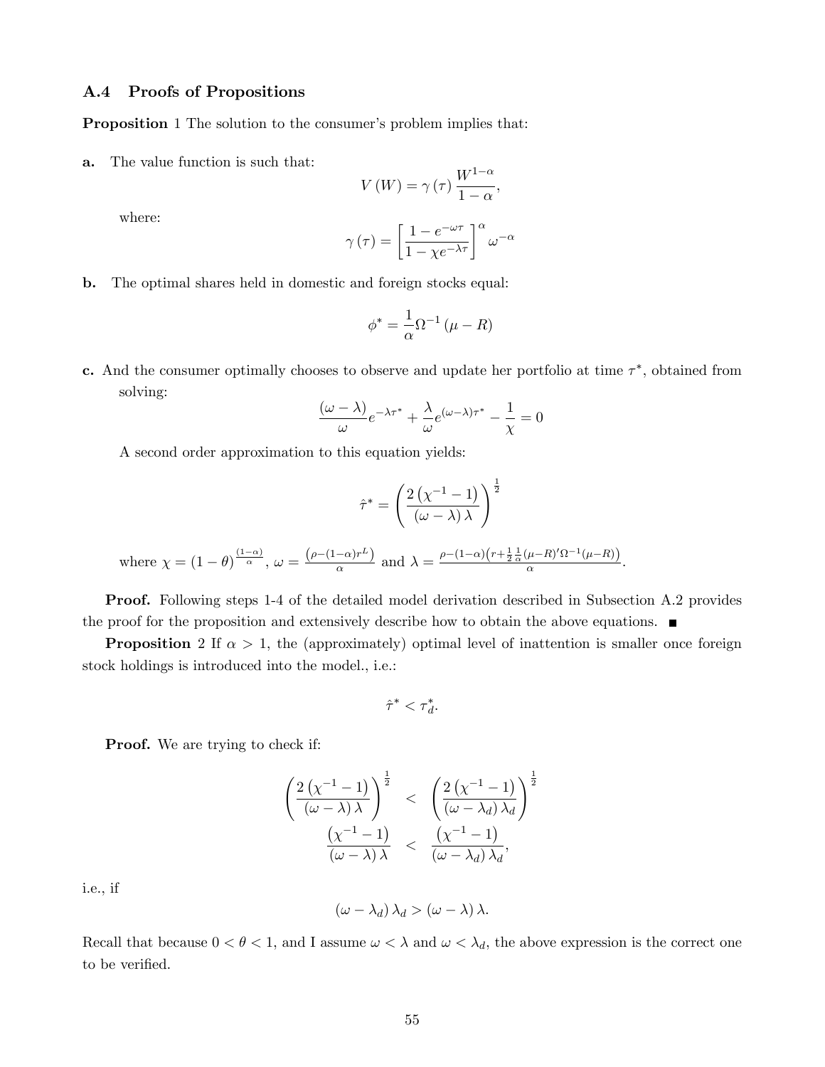### A.4 Proofs of Propositions

**Proposition** 1 The solution to the consumer's problem implies that:

**a.** The value function is such that:

$$V(W) = \gamma(\tau) \frac{W^{1-\alpha}}{1-\alpha},$$

where:

$$\gamma(\tau) = \left[\frac{1-e^{-\omega\tau}}{1-\chi e^{-\lambda\tau}}\right]^{\alpha} \omega^{-\alpha}$$

**b.** The optimal shares held in domestic and foreign stocks equal:

$$\phi^* = \frac{1}{\alpha}\Omega^{-1}(\mu - R)$$

**c.** And the consumer optimally chooses to observe and update her portfolio at time $\tau^*$, obtained from solving:

$$\frac{(\omega-\lambda)}{\omega} e^{-\lambda\tau^*} + \frac{\lambda}{\omega} e^{(\omega-\lambda)\tau^*} - \frac{1}{\chi} = 0$$

A second order approximation to this equation yields:

$$\hat{\tau}^* = \left(\frac{2\left(\chi^{-1}-1\right)}{(\omega-\lambda)\lambda}\right)^{\frac{1}{2}}$$

where $\chi = (1-\theta)^{\frac{(1-\alpha)}{\alpha}}$, $\omega = \frac{\left(\rho-(1-\alpha)r^L\right)}{\alpha}$ and $\lambda = \frac{\rho-(1-\alpha)\left(r+\frac{1}{2}\frac{1}{\alpha}(\mu-R)'\Omega^{-1}(\mu-R)\right)}{\alpha}$.

**Proof.** Following steps 1-4 of the detailed model derivation described in Subsection A.2 provides the proof for the proposition and extensively describe how to obtain the above equations. ■

**Proposition** 2 If $\alpha > 1$, the (approximately) optimal level of inattention is smaller once foreign stock holdings is introduced into the model., i.e.:

$$\hat{\tau}^* < \tau_d^*.$$

**Proof.** We are trying to check if:

$$\left(\frac{2\left(\chi^{-1}-1\right)}{(\omega-\lambda)\lambda}\right)^{\frac{1}{2}} < \left(\frac{2\left(\chi^{-1}-1\right)}{(\omega-\lambda_d)\lambda_d}\right)^{\frac{1}{2}}$$

$$\frac{\left(\chi^{-1}-1\right)}{(\omega-\lambda)\lambda} < \frac{\left(\chi^{-1}-1\right)}{(\omega-\lambda_d)\lambda_d},$$

i.e., if

$$(\omega-\lambda_d)\lambda_d > (\omega-\lambda)\lambda.$$

Recall that because $0 < \theta < 1$, and I assume $\omega < \lambda$ and $\omega < \lambda_d$, the above expression is the correct one to be verified.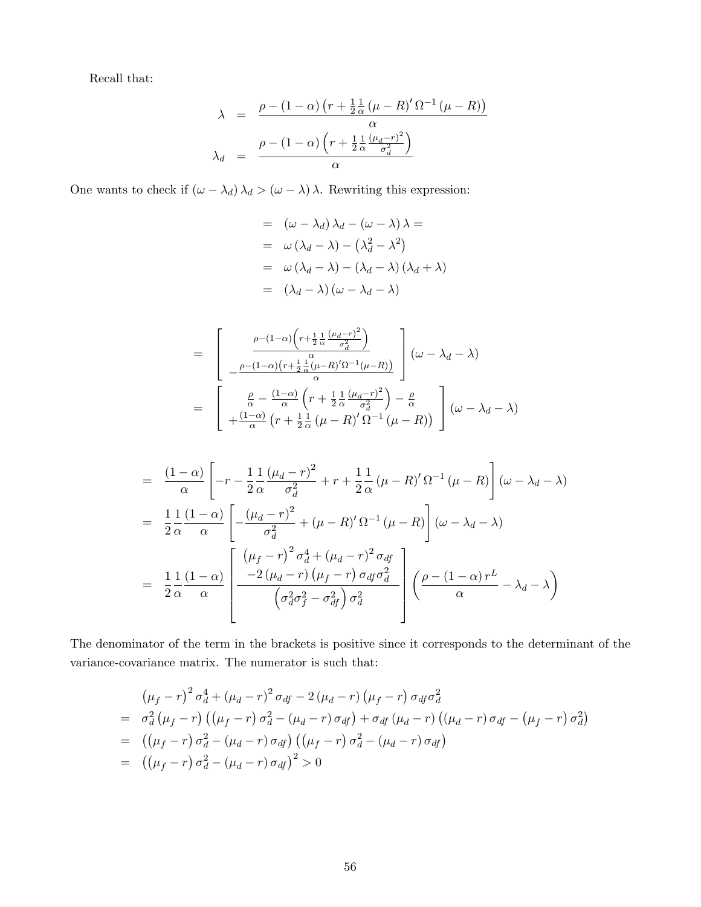Recall that:

$$
\begin{aligned}
\lambda &= \frac{\rho - (1-\alpha)\left(r + \frac{1}{2}\frac{1}{\alpha}(\mu - R)'\,\Omega^{-1}(\mu - R)\right)}{\alpha} \\
\lambda_d &= \frac{\rho - (1-\alpha)\left(r + \frac{1}{2}\frac{1}{\alpha}\frac{(\mu_d - r)^2}{\sigma_d^2}\right)}{\alpha}
\end{aligned}
$$

One wants to check if $(\omega - \lambda_d)\lambda_d > (\omega - \lambda)\lambda$. Rewriting this expression:

$$
\begin{aligned}
&= (\omega - \lambda_d)\lambda_d - (\omega - \lambda)\lambda = \\
&= \omega(\lambda_d - \lambda) - \left(\lambda_d^2 - \lambda^2\right) \\
&= \omega(\lambda_d - \lambda) - (\lambda_d - \lambda)(\lambda_d + \lambda) \\
&= (\lambda_d - \lambda)(\omega - \lambda_d - \lambda)
\end{aligned}
$$

$$
\begin{aligned}
&= \left[\begin{array}{c} \frac{\rho - (1-\alpha)\left(r + \frac{1}{2}\frac{1}{\alpha}\frac{(\mu_d - r)^2}{\sigma_d^2}\right)}{\alpha} \\ -\frac{\rho - (1-\alpha)\left(r + \frac{1}{2}\frac{1}{\alpha}(\mu - R)'\Omega^{-1}(\mu - R)\right)}{\alpha} \end{array}\right](\omega - \lambda_d - \lambda) \\
&= \left[\begin{array}{c} \frac{\rho}{\alpha} - \frac{(1-\alpha)}{\alpha}\left(r + \frac{1}{2}\frac{1}{\alpha}\frac{(\mu_d - r)^2}{\sigma_d^2}\right) - \frac{\rho}{\alpha} \\ + \frac{(1-\alpha)}{\alpha}\left(r + \frac{1}{2}\frac{1}{\alpha}(\mu - R)'\,\Omega^{-1}(\mu - R)\right) \end{array}\right](\omega - \lambda_d - \lambda)
\end{aligned}
$$

$$
\begin{aligned}
&= \frac{(1-\alpha)}{\alpha}\left[-r - \frac{1}{2}\frac{1}{\alpha}\frac{(\mu_d - r)^2}{\sigma_d^2} + r + \frac{1}{2}\frac{1}{\alpha}(\mu - R)'\,\Omega^{-1}(\mu - R)\right](\omega - \lambda_d - \lambda) \\
&= \frac{1}{2}\frac{1}{\alpha}\frac{(1-\alpha)}{\alpha}\left[-\frac{(\mu_d - r)^2}{\sigma_d^2} + (\mu - R)'\,\Omega^{-1}(\mu - R)\right](\omega - \lambda_d - \lambda) \\
&= \frac{1}{2}\frac{1}{\alpha}\frac{(1-\alpha)}{\alpha}\left[\frac{\begin{array}{c}(\mu_f - r)^2\sigma_d^4 + (\mu_d - r)^2\sigma_{df} \\ -2(\mu_d - r)(\mu_f - r)\sigma_{df}\sigma_d^2\end{array}}{\left(\sigma_d^2\sigma_f^2 - \sigma_{df}^2\right)\sigma_d^2}\right]\left(\frac{\rho - (1-\alpha)r^L}{\alpha} - \lambda_d - \lambda\right)
\end{aligned}
$$

The denominator of the term in the brackets is positive since it corresponds to the determinant of the variance-covariance matrix. The numerator is such that:

$$
\begin{aligned}
&\left(\mu_f - r\right)^2\sigma_d^4 + (\mu_d - r)^2\sigma_{df} - 2(\mu_d - r)\left(\mu_f - r\right)\sigma_{df}\sigma_d^2 \\
=\;& \sigma_d^2\left(\mu_f - r\right)\left(\left(\mu_f - r\right)\sigma_d^2 - (\mu_d - r)\sigma_{df}\right) + \sigma_{df}(\mu_d - r)\left((\mu_d - r)\sigma_{df} - \left(\mu_f - r\right)\sigma_d^2\right) \\
=\;& \left(\left(\mu_f - r\right)\sigma_d^2 - (\mu_d - r)\sigma_{df}\right)\left(\left(\mu_f - r\right)\sigma_d^2 - (\mu_d - r)\sigma_{df}\right) \\
=\;& \left(\left(\mu_f - r\right)\sigma_d^2 - (\mu_d - r)\sigma_{df}\right)^2 > 0
\end{aligned}
$$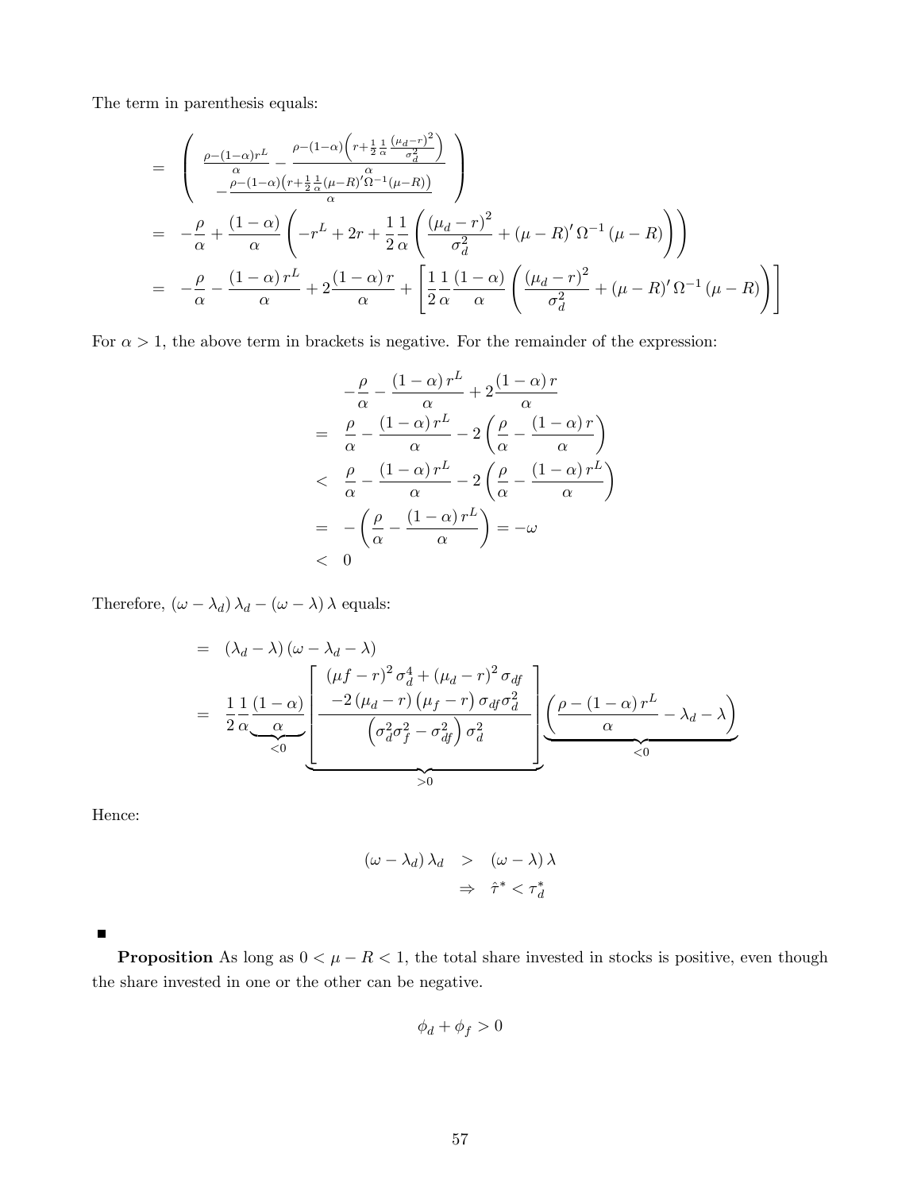The term in parenthesis equals:

$$
\begin{aligned}
&= \left( \begin{array}{c} \frac{\rho-(1-\alpha)r^L}{\alpha} - \frac{\rho-(1-\alpha)\left(r+\frac{1}{2}\frac{1}{\alpha}\frac{(\mu_d-r)^2}{\sigma_d^2}\right)}{\alpha} \\ -\frac{\rho-(1-\alpha)\left(r+\frac{1}{2}\frac{1}{\alpha}(\mu-R)'\Omega^{-1}(\mu-R)\right)}{\alpha} \end{array} \right) \\
&= -\frac{\rho}{\alpha} + \frac{(1-\alpha)}{\alpha}\left(-r^L + 2r + \frac{1}{2}\frac{1}{\alpha}\left(\frac{(\mu_d-r)^2}{\sigma_d^2} + (\mu-R)'\Omega^{-1}(\mu-R)\right)\right) \\
&= -\frac{\rho}{\alpha} - \frac{(1-\alpha)r^L}{\alpha} + 2\frac{(1-\alpha)r}{\alpha} + \left[\frac{1}{2}\frac{1}{\alpha}\frac{(1-\alpha)}{\alpha}\left(\frac{(\mu_d-r)^2}{\sigma_d^2} + (\mu-R)'\Omega^{-1}(\mu-R)\right)\right]
\end{aligned}
$$

For $\alpha > 1$, the above term in brackets is negative. For the remainder of the expression:

$$
\begin{aligned}
& -\frac{\rho}{\alpha} - \frac{(1-\alpha)r^L}{\alpha} + 2\frac{(1-\alpha)r}{\alpha} \\
=\; & \frac{\rho}{\alpha} - \frac{(1-\alpha)r^L}{\alpha} - 2\left(\frac{\rho}{\alpha} - \frac{(1-\alpha)r}{\alpha}\right) \\
<\; & \frac{\rho}{\alpha} - \frac{(1-\alpha)r^L}{\alpha} - 2\left(\frac{\rho}{\alpha} - \frac{(1-\alpha)r^L}{\alpha}\right) \\
=\; & -\left(\frac{\rho}{\alpha} - \frac{(1-\alpha)r^L}{\alpha}\right) = -\omega \\
<\; & 0
\end{aligned}
$$

Therefore, $(\omega - \lambda_d)\lambda_d - (\omega - \lambda)\lambda$ equals:

$$
\begin{aligned}
&= (\lambda_d - \lambda)(\omega - \lambda_d - \lambda) \\
&= \frac{1}{2}\frac{1}{\alpha}\underbrace{\frac{(1-\alpha)}{\alpha}}_{<0}\underbrace{\left[\frac{(\mu f - r)^2\sigma_d^4 + (\mu_d - r)^2\sigma_{df} - 2(\mu_d - r)(\mu_f - r)\sigma_{df}\sigma_d^2}{\left(\sigma_d^2\sigma_f^2 - \sigma_{df}^2\right)\sigma_d^2}\right]}_{>0}\underbrace{\left(\frac{\rho - (1-\alpha)r^L}{\alpha} - \lambda_d - \lambda\right)}_{<0}
\end{aligned}
$$

Hence:

$$
\begin{aligned}
(\omega - \lambda_d)\lambda_d &> (\omega - \lambda)\lambda \\
&\Rightarrow \hat{\tau}^* < \tau_d^*
\end{aligned}
$$

■

**Proposition** As long as $0 < \mu - R < 1$, the total share invested in stocks is positive, even though the share invested in one or the other can be negative.

$$
\phi_d + \phi_f > 0
$$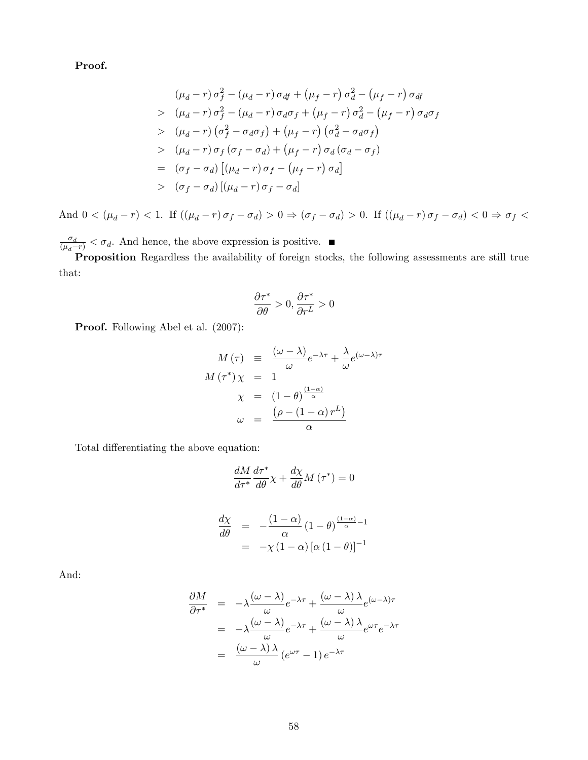**Proof.**

$$
\begin{aligned}
& (\mu_d - r)\sigma_f^2 - (\mu_d - r)\sigma_{df} + (\mu_f - r)\sigma_d^2 - (\mu_f - r)\sigma_{df} \\
> \ & (\mu_d - r)\sigma_f^2 - (\mu_d - r)\sigma_d\sigma_f + (\mu_f - r)\sigma_d^2 - (\mu_f - r)\sigma_d\sigma_f \\
> \ & (\mu_d - r)\left(\sigma_f^2 - \sigma_d\sigma_f\right) + (\mu_f - r)\left(\sigma_d^2 - \sigma_d\sigma_f\right) \\
> \ & (\mu_d - r)\sigma_f(\sigma_f - \sigma_d) + (\mu_f - r)\sigma_d(\sigma_d - \sigma_f) \\
= \ & (\sigma_f - \sigma_d)\left[(\mu_d - r)\sigma_f - (\mu_f - r)\sigma_d\right] \\
> \ & (\sigma_f - \sigma_d)\left[(\mu_d - r)\sigma_f - \sigma_d\right]
\end{aligned}
$$

And $0 < (\mu_d - r) < 1$. If $((\mu_d - r)\sigma_f - \sigma_d) > 0 \Rightarrow (\sigma_f - \sigma_d) > 0$. If $((\mu_d - r)\sigma_f - \sigma_d) < 0 \Rightarrow \sigma_f < \frac{\sigma_d}{(\mu_d - r)} < \sigma_d$. And hence, the above expression is positive. ■

**Proposition** Regardless the availability of foreign stocks, the following assessments are still true that:

$$
\frac{\partial \tau^*}{\partial \theta} > 0, \frac{\partial \tau^*}{\partial r^L} > 0
$$

**Proof.** Following Abel et al. (2007):

$$
\begin{aligned}
M(\tau) &\equiv \frac{(\omega - \lambda)}{\omega} e^{-\lambda\tau} + \frac{\lambda}{\omega} e^{(\omega - \lambda)\tau} \\
M(\tau^*)\chi &= 1 \\
\chi &= (1 - \theta)^{\frac{(1-\alpha)}{\alpha}} \\
\omega &= \frac{\left(\rho - (1 - \alpha) r^L\right)}{\alpha}
\end{aligned}
$$

Total differentiating the above equation:

$$
\frac{dM}{d\tau^*}\frac{d\tau^*}{d\theta}\chi + \frac{d\chi}{d\theta} M(\tau^*) = 0
$$

$$
\begin{aligned}
\frac{d\chi}{d\theta} &= -\frac{(1-\alpha)}{\alpha}(1 - \theta)^{\frac{(1-\alpha)}{\alpha} - 1} \\
&= -\chi(1 - \alpha)\left[\alpha(1 - \theta)\right]^{-1}
\end{aligned}
$$

And:

$$
\begin{aligned}
\frac{\partial M}{\partial \tau^*} &= -\lambda \frac{(\omega - \lambda)}{\omega} e^{-\lambda\tau} + \frac{(\omega - \lambda)\lambda}{\omega} e^{(\omega - \lambda)\tau} \\
&= -\lambda \frac{(\omega - \lambda)}{\omega} e^{-\lambda\tau} + \frac{(\omega - \lambda)\lambda}{\omega} e^{\omega\tau} e^{-\lambda\tau} \\
&= \frac{(\omega - \lambda)\lambda}{\omega}\left(e^{\omega\tau} - 1\right) e^{-\lambda\tau}
\end{aligned}
$$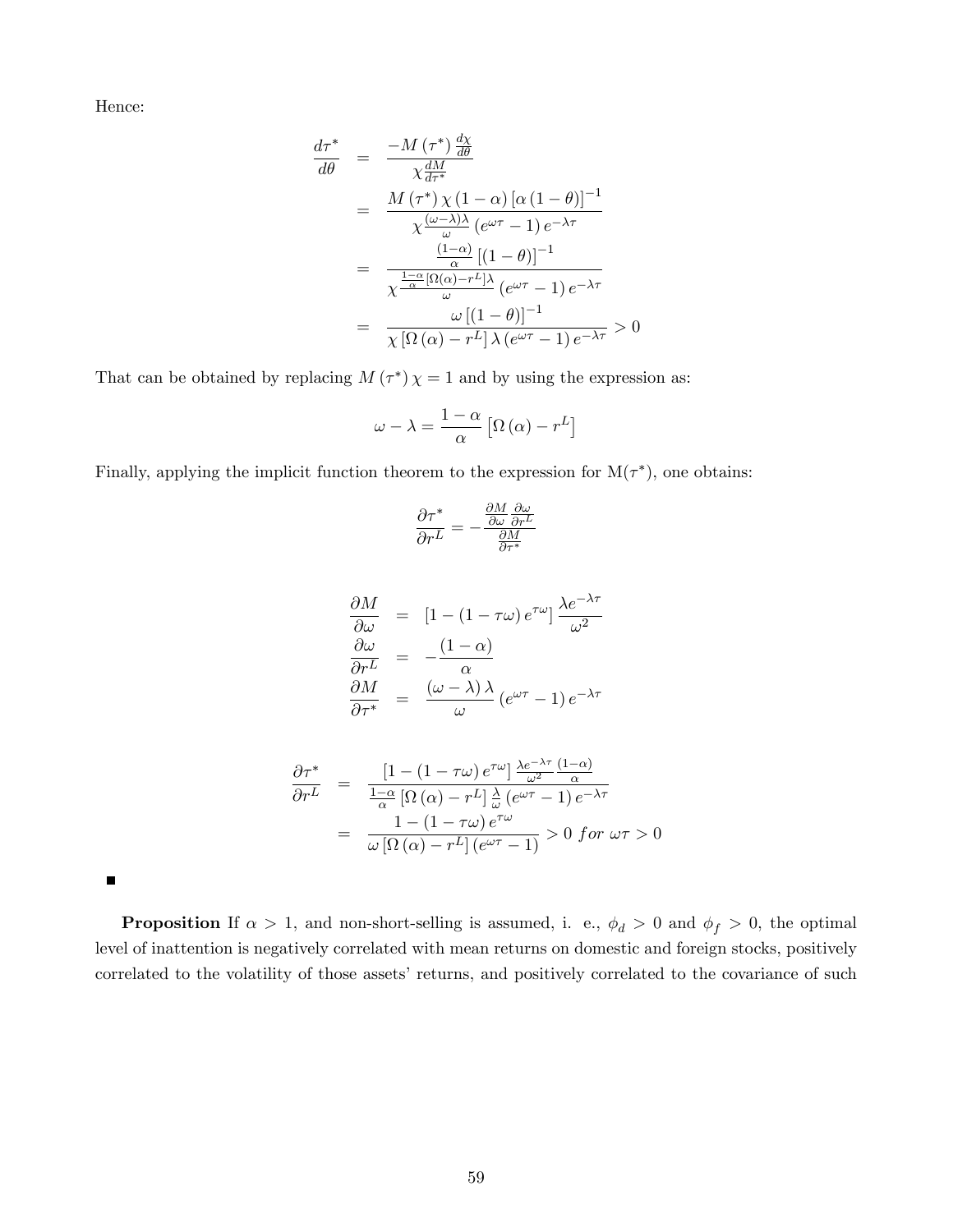Hence:

$$
\begin{aligned}
\frac{d\tau^*}{d\theta} &= \frac{-M(\tau^*)\frac{d\chi}{d\theta}}{\chi\frac{dM}{d\tau^*}} \\
&= \frac{M(\tau^*)\chi(1-\alpha)\left[\alpha(1-\theta)\right]^{-1}}{\chi\frac{(\omega-\lambda)\lambda}{\omega}\left(e^{\omega\tau}-1\right)e^{-\lambda\tau}} \\
&= \frac{\frac{(1-\alpha)}{\alpha}\left[(1-\theta)\right]^{-1}}{\chi\frac{\frac{1-\alpha}{\alpha}\left[\Omega(\alpha)-r^L\right]\lambda}{\omega}\left(e^{\omega\tau}-1\right)e^{-\lambda\tau}} \\
&= \frac{\omega\left[(1-\theta)\right]^{-1}}{\chi\left[\Omega(\alpha)-r^L\right]\lambda\left(e^{\omega\tau}-1\right)e^{-\lambda\tau}} > 0
\end{aligned}
$$

That can be obtained by replacing $M(\tau^*)\chi = 1$ and by using the expression as:

$$
\omega - \lambda = \frac{1-\alpha}{\alpha}\left[\Omega(\alpha) - r^L\right]
$$

Finally, applying the implicit function theorem to the expression for $M(\tau^*)$, one obtains:

$$
\frac{\partial \tau^*}{\partial r^L} = -\frac{\frac{\partial M}{\partial \omega}\frac{\partial \omega}{\partial r^L}}{\frac{\partial M}{\partial \tau^*}}
$$

$$
\begin{aligned}
\frac{\partial M}{\partial \omega} &= \left[1-(1-\tau\omega)e^{\tau\omega}\right]\frac{\lambda e^{-\lambda\tau}}{\omega^2} \\
\frac{\partial \omega}{\partial r^L} &= -\frac{(1-\alpha)}{\alpha} \\
\frac{\partial M}{\partial \tau^*} &= \frac{(\omega-\lambda)\lambda}{\omega}\left(e^{\omega\tau}-1\right)e^{-\lambda\tau}
\end{aligned}
$$

$$
\begin{aligned}
\frac{\partial \tau^*}{\partial r^L} &= \frac{\left[1-(1-\tau\omega)e^{\tau\omega}\right]\frac{\lambda e^{-\lambda\tau}}{\omega^2}\frac{(1-\alpha)}{\alpha}}{\frac{1-\alpha}{\alpha}\left[\Omega(\alpha)-r^L\right]\frac{\lambda}{\omega}\left(e^{\omega\tau}-1\right)e^{-\lambda\tau}} \\
&= \frac{1-(1-\tau\omega)e^{\tau\omega}}{\omega\left[\Omega(\alpha)-r^L\right]\left(e^{\omega\tau}-1\right)} > 0 \; for \; \omega\tau > 0
\end{aligned}
$$

■

**Proposition** If $\alpha > 1$, and non-short-selling is assumed, i. e., $\phi_d > 0$ and $\phi_f > 0$, the optimal level of inattention is negatively correlated with mean returns on domestic and foreign stocks, positively correlated to the volatility of those assets' returns, and positively correlated to the covariance of such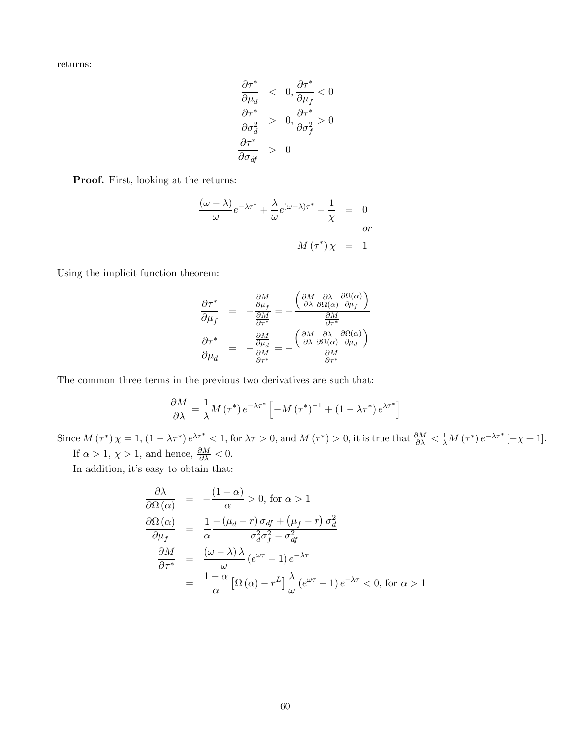returns:

$$
\begin{aligned}
\frac{\partial \tau^*}{\partial \mu_d} &< 0, \frac{\partial \tau^*}{\partial \mu_f} < 0 \\
\frac{\partial \tau^*}{\partial \sigma_d^2} &> 0, \frac{\partial \tau^*}{\partial \sigma_f^2} > 0 \\
\frac{\partial \tau^*}{\partial \sigma_{df}} &> 0
\end{aligned}
$$

**Proof.** First, looking at the returns:

$$
\begin{aligned}
\frac{(\omega - \lambda)}{\omega} e^{-\lambda \tau^*} + \frac{\lambda}{\omega} e^{(\omega - \lambda)\tau^*} - \frac{1}{\chi} &= 0 \\
& \quad or \\
M(\tau^*)\chi &= 1
\end{aligned}
$$

Using the implicit function theorem:

$$
\begin{aligned}
\frac{\partial \tau^*}{\partial \mu_f} &= -\frac{\frac{\partial M}{\partial \mu_f}}{\frac{\partial M}{\partial \tau^*}} = -\frac{\left(\frac{\partial M}{\partial \lambda}\frac{\partial \lambda}{\partial \Omega(\alpha)}\frac{\partial \Omega(\alpha)}{\partial \mu_f}\right)}{\frac{\partial M}{\partial \tau^*}} \\
\frac{\partial \tau^*}{\partial \mu_d} &= -\frac{\frac{\partial M}{\partial \mu_d}}{\frac{\partial M}{\partial \tau^*}} = -\frac{\left(\frac{\partial M}{\partial \lambda}\frac{\partial \lambda}{\partial \Omega(\alpha)}\frac{\partial \Omega(\alpha)}{\partial \mu_d}\right)}{\frac{\partial M}{\partial \tau^*}}
\end{aligned}
$$

The common three terms in the previous two derivatives are such that:

$$
\frac{\partial M}{\partial \lambda} = \frac{1}{\lambda} M(\tau^*) e^{-\lambda \tau^*}\left[-M(\tau^*)^{-1} + (1 - \lambda \tau^*) e^{\lambda \tau^*}\right]
$$

Since $M(\tau^*)\chi = 1$, $(1 - \lambda \tau^*) e^{\lambda \tau^*} < 1$, for $\lambda \tau > 0$, and $M(\tau^*) > 0$, it is true that $\frac{\partial M}{\partial \lambda} < \frac{1}{\lambda} M(\tau^*) e^{-\lambda \tau^*}[-\chi + 1]$.

If $\alpha > 1$, $\chi > 1$, and hence, $\frac{\partial M}{\partial \lambda} < 0$.

In addition, it's easy to obtain that:

$$
\begin{aligned}
\frac{\partial \lambda}{\partial \Omega(\alpha)} &= -\frac{(1-\alpha)}{\alpha} > 0, \text{ for } \alpha > 1 \\
\frac{\partial \Omega(\alpha)}{\partial \mu_f} &= \frac{1}{\alpha}\frac{-(\mu_d - r)\sigma_{df} + (\mu_f - r)\sigma_d^2}{\sigma_d^2 \sigma_f^2 - \sigma_{df}^2} \\
\frac{\partial M}{\partial \tau^*} &= \frac{(\omega - \lambda)\lambda}{\omega}\left(e^{\omega \tau} - 1\right) e^{-\lambda \tau} \\
&= \frac{1-\alpha}{\alpha}\left[\Omega(\alpha) - r^L\right]\frac{\lambda}{\omega}\left(e^{\omega \tau} - 1\right) e^{-\lambda \tau} < 0, \text{ for } \alpha > 1
\end{aligned}
$$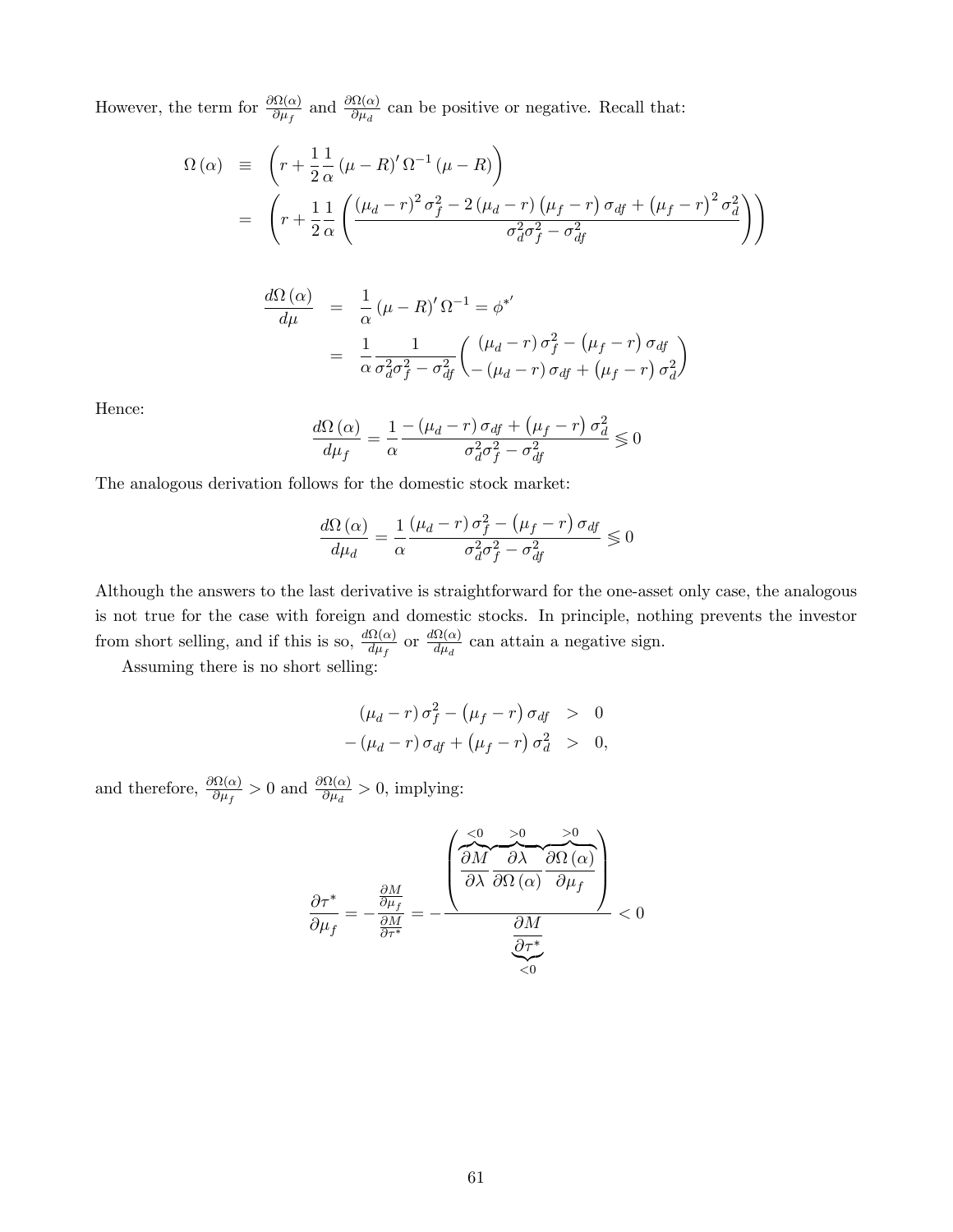However, the term for $\frac{\partial \Omega(\alpha)}{\partial \mu_f}$ and $\frac{\partial \Omega(\alpha)}{\partial \mu_d}$ can be positive or negative. Recall that:

$$
\begin{aligned}
\Omega(\alpha) &\equiv \left( r + \frac{1}{2}\frac{1}{\alpha}(\mu - R)' \Omega^{-1} (\mu - R) \right) \\
&= \left( r + \frac{1}{2}\frac{1}{\alpha} \left( \frac{(\mu_d - r)^2 \sigma_f^2 - 2(\mu_d - r)(\mu_f - r)\sigma_{df} + (\mu_f - r)^2 \sigma_d^2}{\sigma_d^2 \sigma_f^2 - \sigma_{df}^2} \right) \right)
\end{aligned}
$$

$$
\begin{aligned}
\frac{d\Omega(\alpha)}{d\mu} &= \frac{1}{\alpha}(\mu - R)' \Omega^{-1} = \phi^{*'} \\
&= \frac{1}{\alpha}\frac{1}{\sigma_d^2 \sigma_f^2 - \sigma_{df}^2} \begin{pmatrix} (\mu_d - r)\sigma_f^2 - (\mu_f - r)\sigma_{df} \\ -(\mu_d - r)\sigma_{df} + (\mu_f - r)\sigma_d^2 \end{pmatrix}
\end{aligned}
$$

Hence:

$$
\frac{d\Omega(\alpha)}{d\mu_f} = \frac{1}{\alpha}\frac{-(\mu_d - r)\sigma_{df} + (\mu_f - r)\sigma_d^2}{\sigma_d^2 \sigma_f^2 - \sigma_{df}^2} \lessgtr 0
$$

The analogous derivation follows for the domestic stock market:

$$
\frac{d\Omega(\alpha)}{d\mu_d} = \frac{1}{\alpha}\frac{(\mu_d - r)\sigma_f^2 - (\mu_f - r)\sigma_{df}}{\sigma_d^2 \sigma_f^2 - \sigma_{df}^2} \lessgtr 0
$$

Although the answers to the last derivative is straightforward for the one-asset only case, the analogous is not true for the case with foreign and domestic stocks. In principle, nothing prevents the investor from short selling, and if this is so, $\frac{d\Omega(\alpha)}{d\mu_f}$ or $\frac{d\Omega(\alpha)}{d\mu_d}$ can attain a negative sign.

Assuming there is no short selling:

$$
\begin{aligned}
(\mu_d - r)\sigma_f^2 - (\mu_f - r)\sigma_{df} &> 0 \\
-(\mu_d - r)\sigma_{df} + (\mu_f - r)\sigma_d^2 &> 0,
\end{aligned}
$$

and therefore, $\frac{\partial \Omega(\alpha)}{\partial \mu_f} > 0$ and $\frac{\partial \Omega(\alpha)}{\partial \mu_d} > 0$, implying:

$$
\frac{\partial \tau^*}{\partial \mu_f} = -\frac{\frac{\partial M}{\partial \mu_f}}{\frac{\partial M}{\partial \tau^*}} = -\frac{\left( \overbrace{\frac{\partial M}{\partial \lambda}}^{<0} \overbrace{\frac{\partial \lambda}{\partial \Omega(\alpha)}}^{>0} \overbrace{\frac{\partial \Omega(\alpha)}{\partial \mu_f}}^{>0} \right)}{\underbrace{\frac{\partial M}{\partial \tau^*}}_{<0}} < 0
$$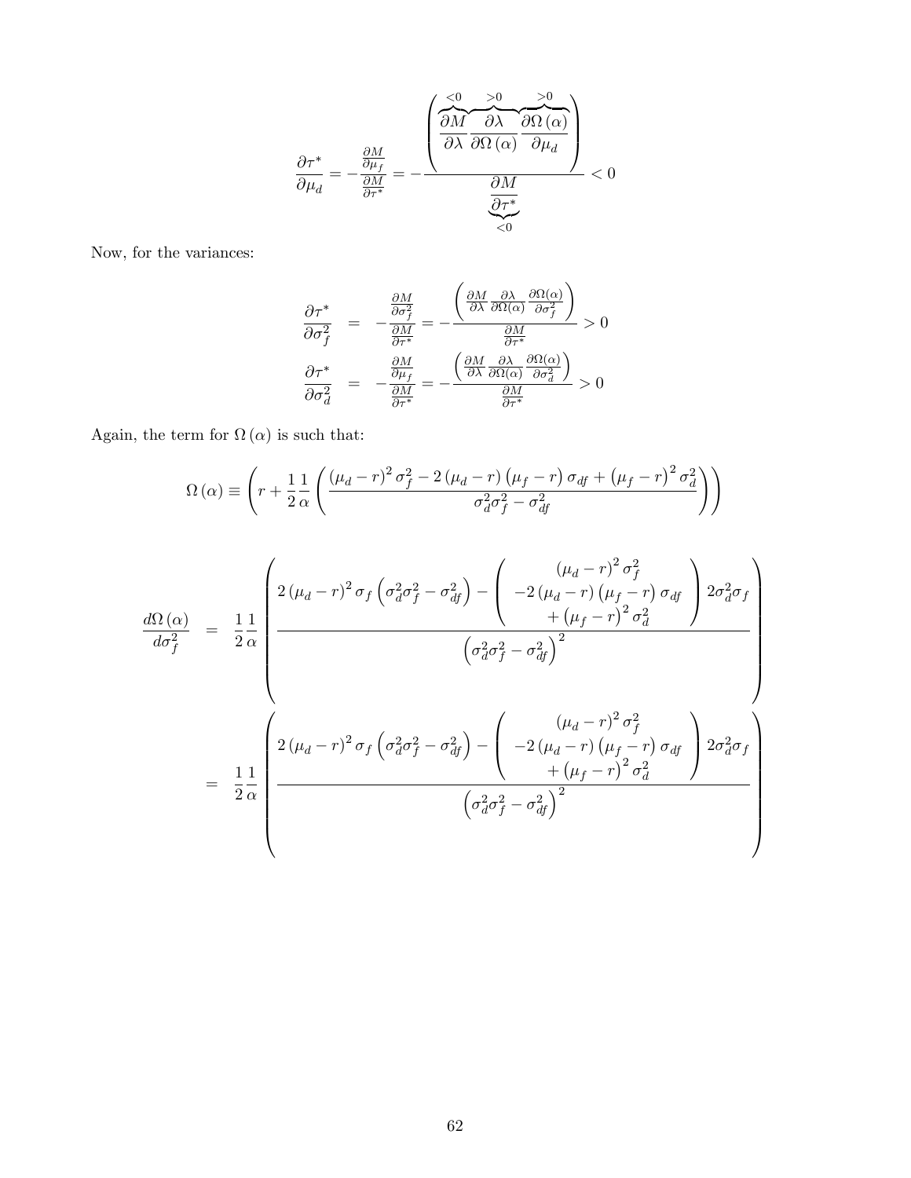$$\frac{\partial \tau^*}{\partial \mu_d} = -\frac{\frac{\partial M}{\partial \mu_f}}{\frac{\partial M}{\partial \tau^*}} = -\frac{\left(\overbrace{\frac{\partial M}{\partial \lambda}}^{<0}\overbrace{\frac{\partial \lambda}{\partial \Omega(\alpha)}}^{>0}\overbrace{\frac{\partial \Omega(\alpha)}{\partial \mu_d}}^{>0}\right)}{\underbrace{\frac{\partial M}{\partial \tau^*}}_{<0}} < 0$$

Now, for the variances:

$$\begin{aligned}
\frac{\partial \tau^*}{\partial \sigma_f^2} &= -\frac{\frac{\partial M}{\partial \sigma_f^2}}{\frac{\partial M}{\partial \tau^*}} = -\frac{\left(\frac{\partial M}{\partial \lambda}\frac{\partial \lambda}{\partial \Omega(\alpha)}\frac{\partial \Omega(\alpha)}{\partial \sigma_f^2}\right)}{\frac{\partial M}{\partial \tau^*}} > 0 \\
\frac{\partial \tau^*}{\partial \sigma_d^2} &= -\frac{\frac{\partial M}{\partial \mu_f}}{\frac{\partial M}{\partial \tau^*}} = -\frac{\left(\frac{\partial M}{\partial \lambda}\frac{\partial \lambda}{\partial \Omega(\alpha)}\frac{\partial \Omega(\alpha)}{\partial \sigma_d^2}\right)}{\frac{\partial M}{\partial \tau^*}} > 0
\end{aligned}$$

Again, the term for $\Omega(\alpha)$ is such that:

$$\Omega(\alpha) \equiv \left(r + \frac{1}{2}\frac{1}{\alpha}\left(\frac{(\mu_d - r)^2 \sigma_f^2 - 2(\mu_d - r)(\mu_f - r)\sigma_{df} + (\mu_f - r)^2 \sigma_d^2}{\sigma_d^2 \sigma_f^2 - \sigma_{df}^2}\right)\right)$$

$$\begin{aligned}
\frac{d\Omega(\alpha)}{d\sigma_f^2} &= \frac{1}{2}\frac{1}{\alpha}\left(\frac{2(\mu_d - r)^2 \sigma_f \left(\sigma_d^2\sigma_f^2 - \sigma_{df}^2\right) - \begin{pmatrix} (\mu_d - r)^2 \sigma_f^2 \\ -2(\mu_d - r)(\mu_f - r)\sigma_{df} \\ +(\mu_f - r)^2 \sigma_d^2 \end{pmatrix} 2\sigma_d^2\sigma_f}{\left(\sigma_d^2\sigma_f^2 - \sigma_{df}^2\right)^2}\right) \\
&= \frac{1}{2}\frac{1}{\alpha}\left(\frac{2(\mu_d - r)^2 \sigma_f \left(\sigma_d^2\sigma_f^2 - \sigma_{df}^2\right) - \begin{pmatrix} (\mu_d - r)^2 \sigma_f^2 \\ -2(\mu_d - r)(\mu_f - r)\sigma_{df} \\ +(\mu_f - r)^2 \sigma_d^2 \end{pmatrix} 2\sigma_d^2\sigma_f}{\left(\sigma_d^2\sigma_f^2 - \sigma_{df}^2\right)^2}\right)
\end{aligned}$$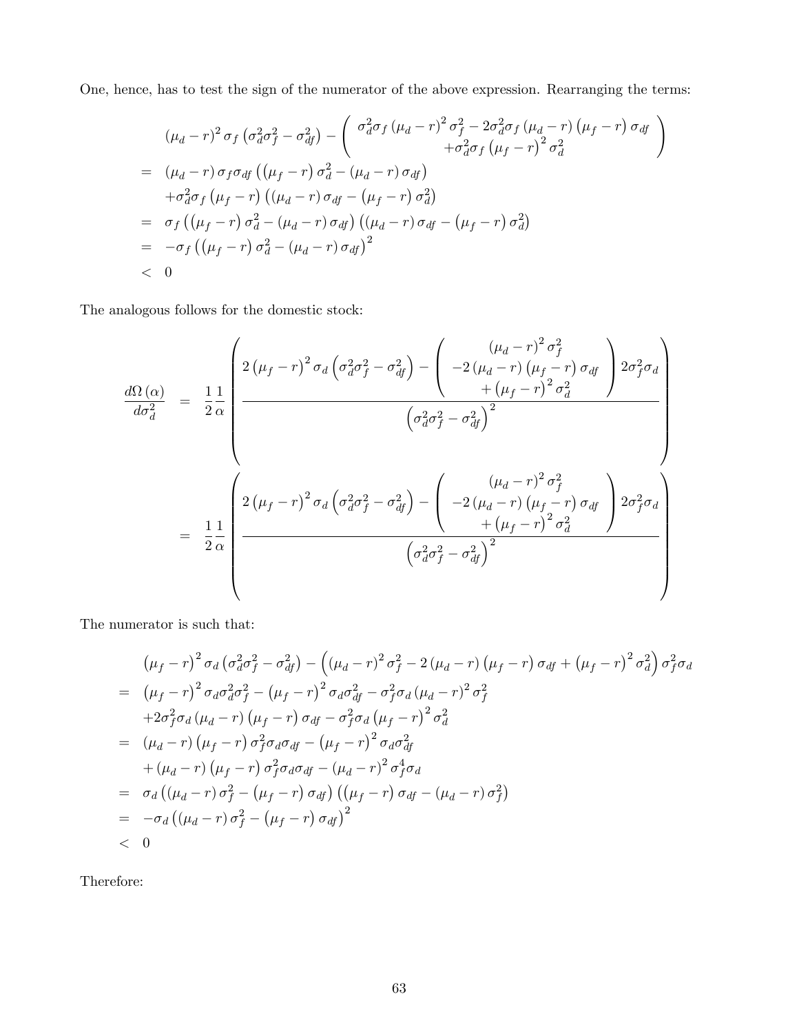One, hence, has to test the sign of the numerator of the above expression. Rearranging the terms:

$$
\begin{aligned}
& (\mu_d - r)^2 \sigma_f \left(\sigma_d^2 \sigma_f^2 - \sigma_{df}^2\right) - \left( \begin{array}{c} \sigma_d^2 \sigma_f (\mu_d - r)^2 \sigma_f^2 - 2\sigma_d^2 \sigma_f (\mu_d - r)(\mu_f - r)\sigma_{df} \\ +\sigma_d^2 \sigma_f (\mu_f - r)^2 \sigma_d^2 \end{array} \right) \\
= \; & (\mu_d - r)\sigma_f \sigma_{df} \left((\mu_f - r)\sigma_d^2 - (\mu_d - r)\sigma_{df}\right) \\
& + \sigma_d^2 \sigma_f (\mu_f - r)\left((\mu_d - r)\sigma_{df} - (\mu_f - r)\sigma_d^2\right) \\
= \; & \sigma_f \left((\mu_f - r)\sigma_d^2 - (\mu_d - r)\sigma_{df}\right)\left((\mu_d - r)\sigma_{df} - (\mu_f - r)\sigma_d^2\right) \\
= \; & -\sigma_f \left((\mu_f - r)\sigma_d^2 - (\mu_d - r)\sigma_{df}\right)^2 \\
< \; & 0
\end{aligned}
$$

The analogous follows for the domestic stock:

$$
\begin{aligned}
\frac{d\Omega(\alpha)}{d\sigma_d^2} &= \frac{1}{2}\frac{1}{\alpha}\left( \frac{2(\mu_f - r)^2 \sigma_d \left(\sigma_d^2 \sigma_f^2 - \sigma_{df}^2\right) - \left( \begin{array}{c} (\mu_d - r)^2 \sigma_f^2 \\ -2(\mu_d - r)(\mu_f - r)\sigma_{df} \\ +(\mu_f - r)^2 \sigma_d^2 \end{array} \right) 2\sigma_f^2 \sigma_d}{\left(\sigma_d^2 \sigma_f^2 - \sigma_{df}^2\right)^2} \right) \\
&= \frac{1}{2}\frac{1}{\alpha}\left( \frac{2(\mu_f - r)^2 \sigma_d \left(\sigma_d^2 \sigma_f^2 - \sigma_{df}^2\right) - \left( \begin{array}{c} (\mu_d - r)^2 \sigma_f^2 \\ -2(\mu_d - r)(\mu_f - r)\sigma_{df} \\ +(\mu_f - r)^2 \sigma_d^2 \end{array} \right) 2\sigma_f^2 \sigma_d}{\left(\sigma_d^2 \sigma_f^2 - \sigma_{df}^2\right)^2} \right)
\end{aligned}
$$

The numerator is such that:

$$
\begin{aligned}
& (\mu_f - r)^2 \sigma_d \left(\sigma_d^2 \sigma_f^2 - \sigma_{df}^2\right) - \left((\mu_d - r)^2 \sigma_f^2 - 2(\mu_d - r)(\mu_f - r)\sigma_{df} + (\mu_f - r)^2 \sigma_d^2\right)\sigma_f^2 \sigma_d \\
= \; & (\mu_f - r)^2 \sigma_d \sigma_d^2 \sigma_f^2 - (\mu_f - r)^2 \sigma_d \sigma_{df}^2 - \sigma_f^2 \sigma_d (\mu_d - r)^2 \sigma_f^2 \\
& + 2\sigma_f^2 \sigma_d (\mu_d - r)(\mu_f - r)\sigma_{df} - \sigma_f^2 \sigma_d (\mu_f - r)^2 \sigma_d^2 \\
= \; & (\mu_d - r)(\mu_f - r)\sigma_f^2 \sigma_d \sigma_{df} - (\mu_f - r)^2 \sigma_d \sigma_{df}^2 \\
& + (\mu_d - r)(\mu_f - r)\sigma_f^2 \sigma_d \sigma_{df} - (\mu_d - r)^2 \sigma_f^4 \sigma_d \\
= \; & \sigma_d \left((\mu_d - r)\sigma_f^2 - (\mu_f - r)\sigma_{df}\right)\left((\mu_f - r)\sigma_{df} - (\mu_d - r)\sigma_f^2\right) \\
= \; & -\sigma_d \left((\mu_d - r)\sigma_f^2 - (\mu_f - r)\sigma_{df}\right)^2 \\
< \; & 0
\end{aligned}
$$

Therefore: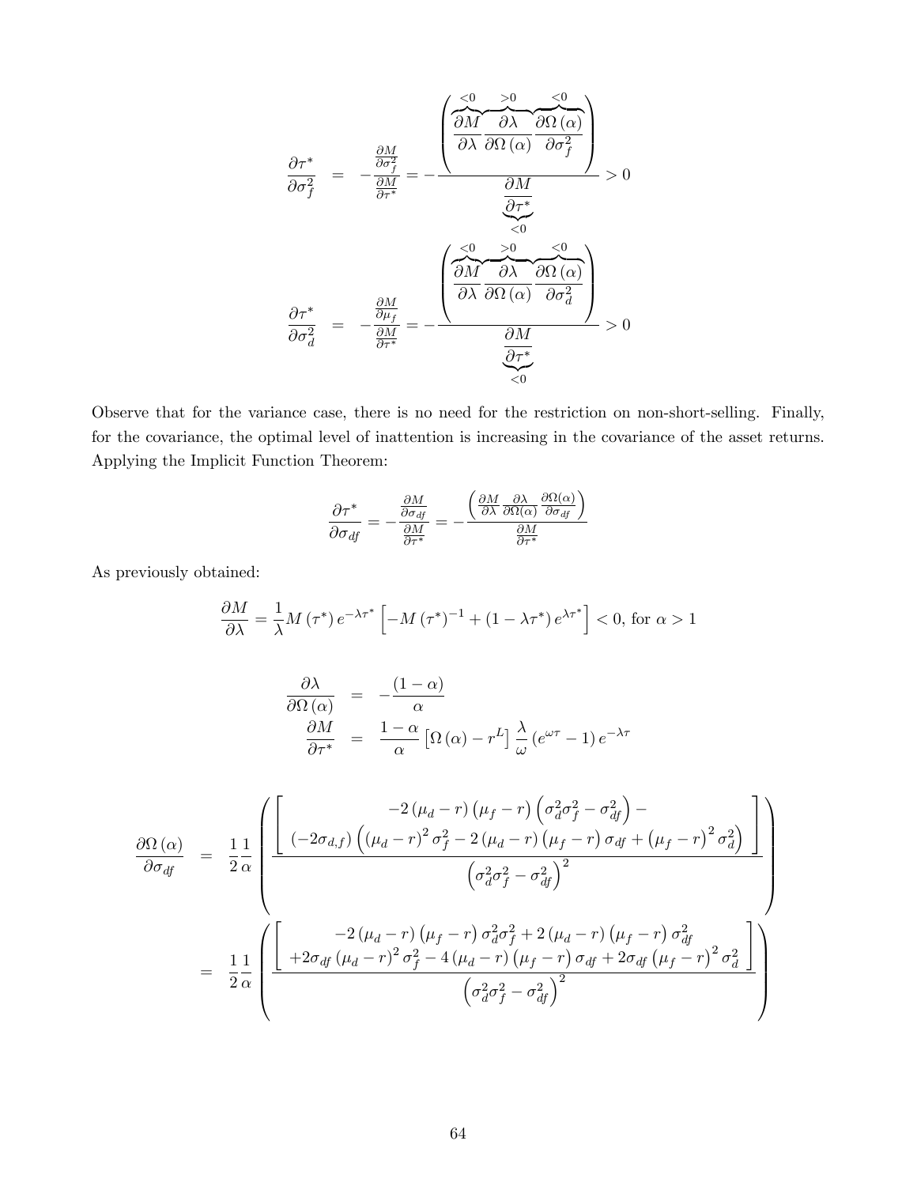$$
\frac{\partial \tau^*}{\partial \sigma_f^2} = -\frac{\frac{\partial M}{\partial \sigma_f^2}}{\frac{\partial M}{\partial \tau^*}} = -\frac{\left(\overbrace{\frac{\partial M}{\partial \lambda}}^{<0}\overbrace{\frac{\partial \lambda}{\partial \Omega(\alpha)}}^{>0}\overbrace{\frac{\partial \Omega(\alpha)}{\partial \sigma_f^2}}^{<0}\right)}{\underbrace{\frac{\partial M}{\partial \tau^*}}_{<0}} > 0
$$

$$
\frac{\partial \tau^*}{\partial \sigma_d^2} = -\frac{\frac{\partial M}{\partial \mu_f}}{\frac{\partial M}{\partial \tau^*}} = -\frac{\left(\overbrace{\frac{\partial M}{\partial \lambda}}^{<0}\overbrace{\frac{\partial \lambda}{\partial \Omega(\alpha)}}^{>0}\overbrace{\frac{\partial \Omega(\alpha)}{\partial \sigma_d^2}}^{<0}\right)}{\underbrace{\frac{\partial M}{\partial \tau^*}}_{<0}} > 0
$$

Observe that for the variance case, there is no need for the restriction on non-short-selling. Finally, for the covariance, the optimal level of inattention is increasing in the covariance of the asset returns. Applying the Implicit Function Theorem:

$$
\frac{\partial \tau^*}{\partial \sigma_{df}} = -\frac{\frac{\partial M}{\partial \sigma_{df}}}{\frac{\partial M}{\partial \tau^*}} = -\frac{\left(\frac{\partial M}{\partial \lambda}\frac{\partial \lambda}{\partial \Omega(\alpha)}\frac{\partial \Omega(\alpha)}{\partial \sigma_{df}}\right)}{\frac{\partial M}{\partial \tau^*}}
$$

As previously obtained:

$$
\frac{\partial M}{\partial \lambda} = \frac{1}{\lambda} M(\tau^*) e^{-\lambda \tau^*}\left[-M(\tau^*)^{-1} + (1-\lambda\tau^*) e^{\lambda \tau^*}\right] < 0, \text{ for } \alpha > 1
$$

$$
\begin{aligned}
\frac{\partial \lambda}{\partial \Omega(\alpha)} &= -\frac{(1-\alpha)}{\alpha} \\
\frac{\partial M}{\partial \tau^*} &= \frac{1-\alpha}{\alpha}\left[\Omega(\alpha) - r^L\right]\frac{\lambda}{\omega}\left(e^{\omega\tau} - 1\right)e^{-\lambda\tau}
\end{aligned}
$$

$$
\begin{aligned}
\frac{\partial \Omega(\alpha)}{\partial \sigma_{df}} &= \frac{1}{2}\frac{1}{\alpha}\left(\frac{\left[\begin{array}{c} -2(\mu_d - r)(\mu_f - r)\left(\sigma_d^2\sigma_f^2 - \sigma_{df}^2\right) - \\ (-2\sigma_{d,f})\left((\mu_d - r)^2\sigma_f^2 - 2(\mu_d - r)(\mu_f - r)\sigma_{df} + (\mu_f - r)^2\sigma_d^2\right) \end{array}\right]}{\left(\sigma_d^2\sigma_f^2 - \sigma_{df}^2\right)^2}\right) \\
&= \frac{1}{2}\frac{1}{\alpha}\left(\frac{\left[\begin{array}{c} -2(\mu_d - r)(\mu_f - r)\sigma_d^2\sigma_f^2 + 2(\mu_d - r)(\mu_f - r)\sigma_{df}^2 \\ +2\sigma_{df}(\mu_d - r)^2\sigma_f^2 - 4(\mu_d - r)(\mu_f - r)\sigma_{df} + 2\sigma_{df}(\mu_f - r)^2\sigma_d^2 \end{array}\right]}{\left(\sigma_d^2\sigma_f^2 - \sigma_{df}^2\right)^2}\right)
\end{aligned}
$$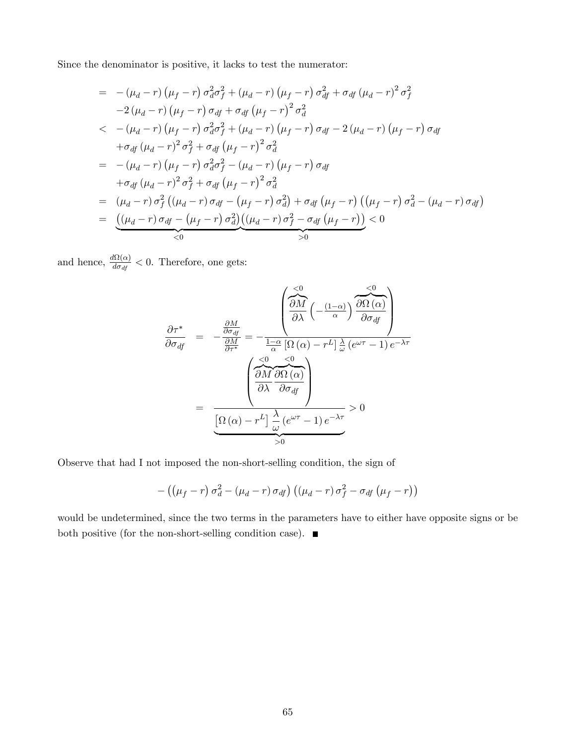Since the denominator is positive, it lacks to test the numerator:

$$
\begin{aligned}
&= -\left(\mu_d - r\right)\left(\mu_f - r\right)\sigma_d^2\sigma_f^2 + \left(\mu_d - r\right)\left(\mu_f - r\right)\sigma_{df}^2 + \sigma_{df}\left(\mu_d - r\right)^2\sigma_f^2 \\
&\quad -2\left(\mu_d - r\right)\left(\mu_f - r\right)\sigma_{df} + \sigma_{df}\left(\mu_f - r\right)^2\sigma_d^2 \\
&< -\left(\mu_d - r\right)\left(\mu_f - r\right)\sigma_d^2\sigma_f^2 + \left(\mu_d - r\right)\left(\mu_f - r\right)\sigma_{df} - 2\left(\mu_d - r\right)\left(\mu_f - r\right)\sigma_{df} \\
&\quad +\sigma_{df}\left(\mu_d - r\right)^2\sigma_f^2 + \sigma_{df}\left(\mu_f - r\right)^2\sigma_d^2 \\
&= -\left(\mu_d - r\right)\left(\mu_f - r\right)\sigma_d^2\sigma_f^2 - \left(\mu_d - r\right)\left(\mu_f - r\right)\sigma_{df} \\
&\quad +\sigma_{df}\left(\mu_d - r\right)^2\sigma_f^2 + \sigma_{df}\left(\mu_f - r\right)^2\sigma_d^2 \\
&= \left(\mu_d - r\right)\sigma_f^2\left(\left(\mu_d - r\right)\sigma_{df} - \left(\mu_f - r\right)\sigma_d^2\right) + \sigma_{df}\left(\mu_f - r\right)\left(\left(\mu_f - r\right)\sigma_d^2 - \left(\mu_d - r\right)\sigma_{df}\right) \\
&= \underbrace{\left(\left(\mu_d - r\right)\sigma_{df} - \left(\mu_f - r\right)\sigma_d^2\right)}_{<0}\underbrace{\left(\left(\mu_d - r\right)\sigma_f^2 - \sigma_{df}\left(\mu_f - r\right)\right)}_{>0} < 0
\end{aligned}
$$

and hence, $\frac{d\Omega(\alpha)}{d\sigma_{df}} < 0$. Therefore, one gets:

$$
\begin{aligned}
\frac{\partial \tau^*}{\partial \sigma_{df}} &= -\frac{\frac{\partial M}{\partial \sigma_{df}}}{\frac{\partial M}{\partial \tau^*}} = -\frac{\left(\overbrace{\frac{\partial M}{\partial \lambda}}^{<0}\left(-\frac{(1-\alpha)}{\alpha}\right)\overbrace{\frac{\partial \Omega(\alpha)}{\partial \sigma_{df}}}^{<0}\right)}{\frac{1-\alpha}{\alpha}\left[\Omega(\alpha) - r^L\right]\frac{\lambda}{\omega}\left(e^{\omega\tau} - 1\right)e^{-\lambda\tau}} \\
&= \frac{\left(\overbrace{\frac{\partial M}{\partial \lambda}}^{<0}\overbrace{\frac{\partial \Omega(\alpha)}{\partial \sigma_{df}}}^{<0}\right)}{\underbrace{\left[\Omega(\alpha) - r^L\right]\frac{\lambda}{\omega}\left(e^{\omega\tau} - 1\right)e^{-\lambda\tau}}_{>0}} > 0
\end{aligned}
$$

Observe that had I not imposed the non-short-selling condition, the sign of

$$
-\left(\left(\mu_f - r\right)\sigma_d^2 - \left(\mu_d - r\right)\sigma_{df}\right)\left(\left(\mu_d - r\right)\sigma_f^2 - \sigma_{df}\left(\mu_f - r\right)\right)
$$

would be undetermined, since the two terms in the parameters have to either have opposite signs or be both positive (for the non-short-selling condition case). ■